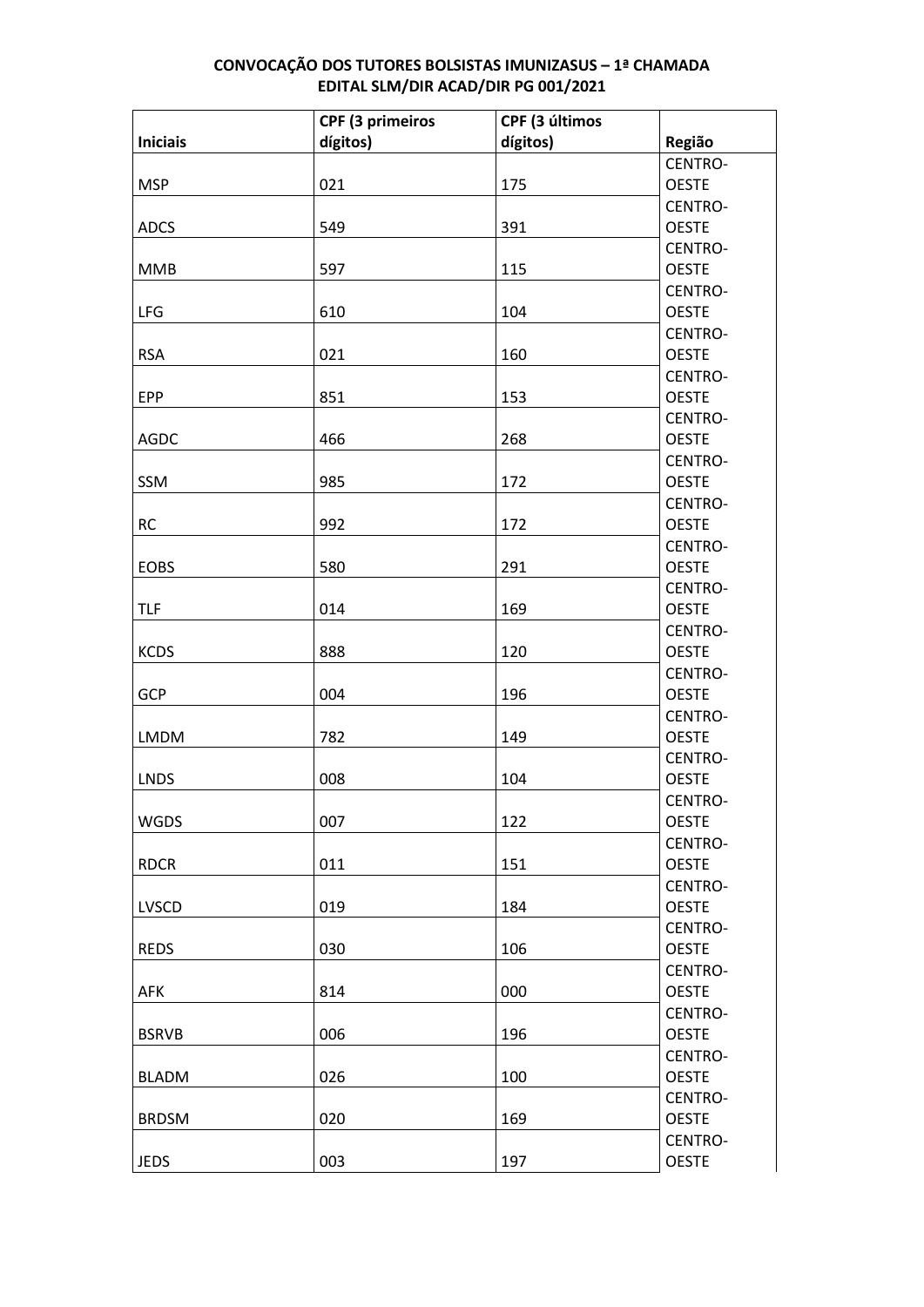**CONVOCAÇÃO DOS TUTORES BOLSISTAS IMUNIZASUS – 1ª CHAMADA**
**EDITAL SLM/DIR ACAD/DIR PG 001/2021**

| Iniciais | CPF (3 primeiros dígitos) | CPF (3 últimos dígitos) | Região |
|---|---|---|---|
| MSP | 021 | 175 | CENTRO-OESTE |
| ADCS | 549 | 391 | CENTRO-OESTE |
| MMB | 597 | 115 | CENTRO-OESTE |
| LFG | 610 | 104 | CENTRO-OESTE |
| RSA | 021 | 160 | CENTRO-OESTE |
| EPP | 851 | 153 | CENTRO-OESTE |
| AGDC | 466 | 268 | CENTRO-OESTE |
| SSM | 985 | 172 | CENTRO-OESTE |
| RC | 992 | 172 | CENTRO-OESTE |
| EOBS | 580 | 291 | CENTRO-OESTE |
| TLF | 014 | 169 | CENTRO-OESTE |
| KCDS | 888 | 120 | CENTRO-OESTE |
| GCP | 004 | 196 | CENTRO-OESTE |
| LMDM | 782 | 149 | CENTRO-OESTE |
| LNDS | 008 | 104 | CENTRO-OESTE |
| WGDS | 007 | 122 | CENTRO-OESTE |
| RDCR | 011 | 151 | CENTRO-OESTE |
| LVSCD | 019 | 184 | CENTRO-OESTE |
| REDS | 030 | 106 | CENTRO-OESTE |
| AFK | 814 | 000 | CENTRO-OESTE |
| BSRVB | 006 | 196 | CENTRO-OESTE |
| BLADM | 026 | 100 | CENTRO-OESTE |
| BRDSM | 020 | 169 | CENTRO-OESTE |
| JEDS | 003 | 197 | CENTRO-OESTE |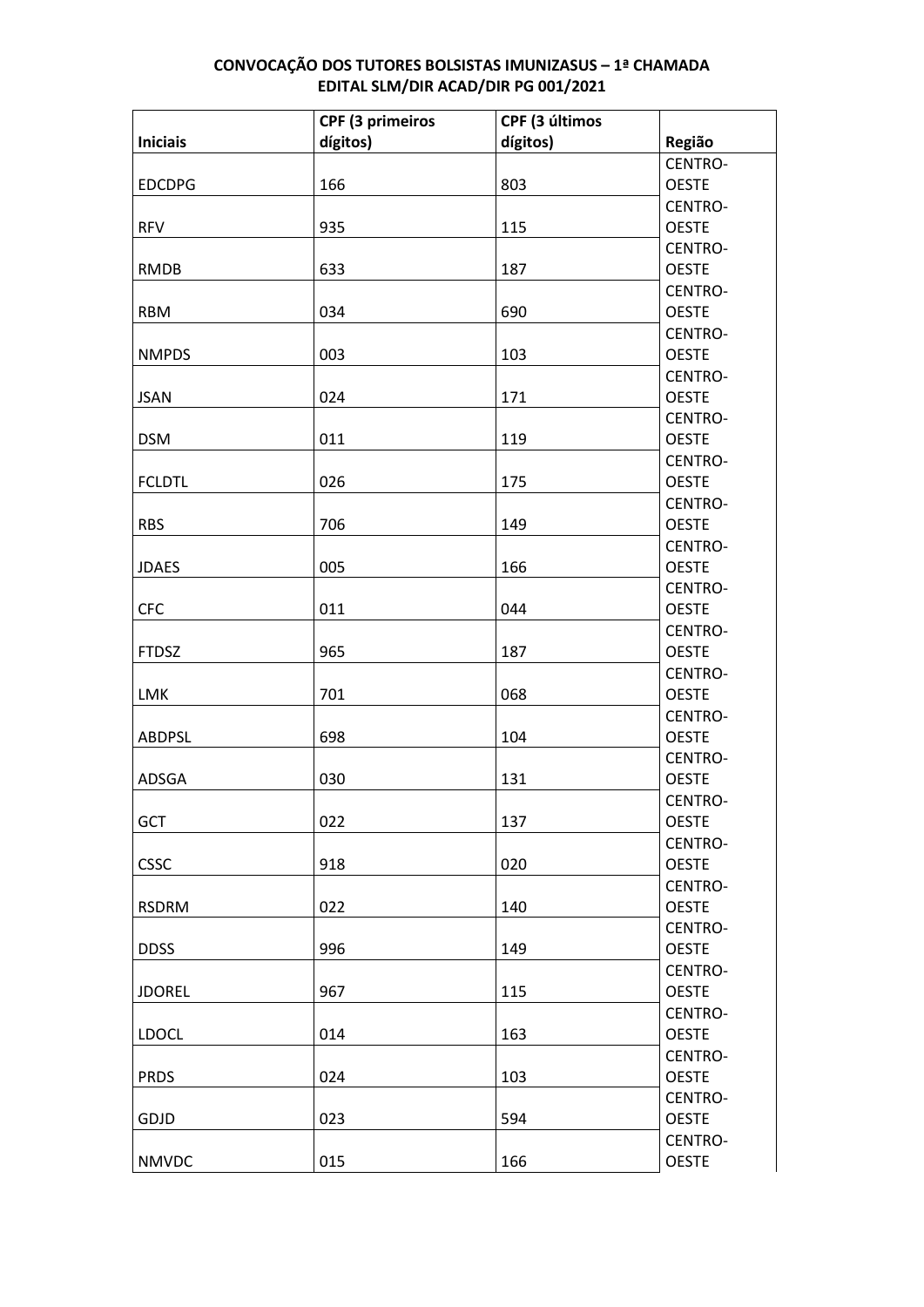**CONVOCAÇÃO DOS TUTORES BOLSISTAS IMUNIZASUS – 1ª CHAMADA**
**EDITAL SLM/DIR ACAD/DIR PG 001/2021**

| Iniciais | CPF (3 primeiros dígitos) | CPF (3 últimos dígitos) | Região |
|---|---|---|---|
| EDCDPG | 166 | 803 | CENTRO-OESTE |
| RFV | 935 | 115 | CENTRO-OESTE |
| RMDB | 633 | 187 | CENTRO-OESTE |
| RBM | 034 | 690 | CENTRO-OESTE |
| NMPDS | 003 | 103 | CENTRO-OESTE |
| JSAN | 024 | 171 | CENTRO-OESTE |
| DSM | 011 | 119 | CENTRO-OESTE |
| FCLDTL | 026 | 175 | CENTRO-OESTE |
| RBS | 706 | 149 | CENTRO-OESTE |
| JDAES | 005 | 166 | CENTRO-OESTE |
| CFC | 011 | 044 | CENTRO-OESTE |
| FTDSZ | 965 | 187 | CENTRO-OESTE |
| LMK | 701 | 068 | CENTRO-OESTE |
| ABDPSL | 698 | 104 | CENTRO-OESTE |
| ADSGA | 030 | 131 | CENTRO-OESTE |
| GCT | 022 | 137 | CENTRO-OESTE |
| CSSC | 918 | 020 | CENTRO-OESTE |
| RSDRM | 022 | 140 | CENTRO-OESTE |
| DDSS | 996 | 149 | CENTRO-OESTE |
| JDOREL | 967 | 115 | CENTRO-OESTE |
| LDOCL | 014 | 163 | CENTRO-OESTE |
| PRDS | 024 | 103 | CENTRO-OESTE |
| GDJD | 023 | 594 | CENTRO-OESTE |
| NMVDC | 015 | 166 | CENTRO-OESTE |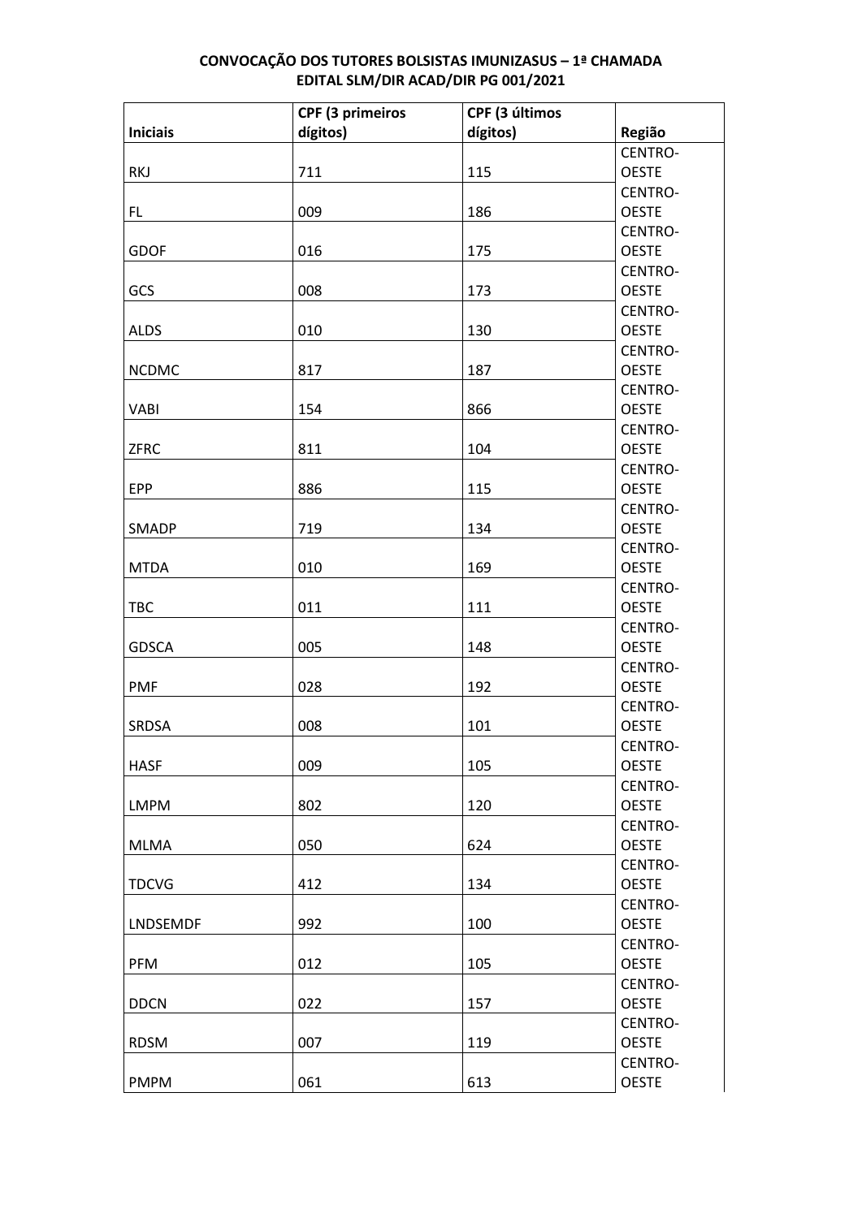**CONVOCAÇÃO DOS TUTORES BOLSISTAS IMUNIZASUS – 1ª CHAMADA**
**EDITAL SLM/DIR ACAD/DIR PG 001/2021**

| Iniciais | CPF (3 primeiros dígitos) | CPF (3 últimos dígitos) | Região |
|---|---|---|---|
| RKJ | 711 | 115 | CENTRO-OESTE |
| FL | 009 | 186 | CENTRO-OESTE |
| GDOF | 016 | 175 | CENTRO-OESTE |
| GCS | 008 | 173 | CENTRO-OESTE |
| ALDS | 010 | 130 | CENTRO-OESTE |
| NCDMC | 817 | 187 | CENTRO-OESTE |
| VABI | 154 | 866 | CENTRO-OESTE |
| ZFRC | 811 | 104 | CENTRO-OESTE |
| EPP | 886 | 115 | CENTRO-OESTE |
| SMADP | 719 | 134 | CENTRO-OESTE |
| MTDA | 010 | 169 | CENTRO-OESTE |
| TBC | 011 | 111 | CENTRO-OESTE |
| GDSCA | 005 | 148 | CENTRO-OESTE |
| PMF | 028 | 192 | CENTRO-OESTE |
| SRDSA | 008 | 101 | CENTRO-OESTE |
| HASF | 009 | 105 | CENTRO-OESTE |
| LMPM | 802 | 120 | CENTRO-OESTE |
| MLMA | 050 | 624 | CENTRO-OESTE |
| TDCVG | 412 | 134 | CENTRO-OESTE |
| LNDSEMDF | 992 | 100 | CENTRO-OESTE |
| PFM | 012 | 105 | CENTRO-OESTE |
| DDCN | 022 | 157 | CENTRO-OESTE |
| RDSM | 007 | 119 | CENTRO-OESTE |
| PMPM | 061 | 613 | CENTRO-OESTE |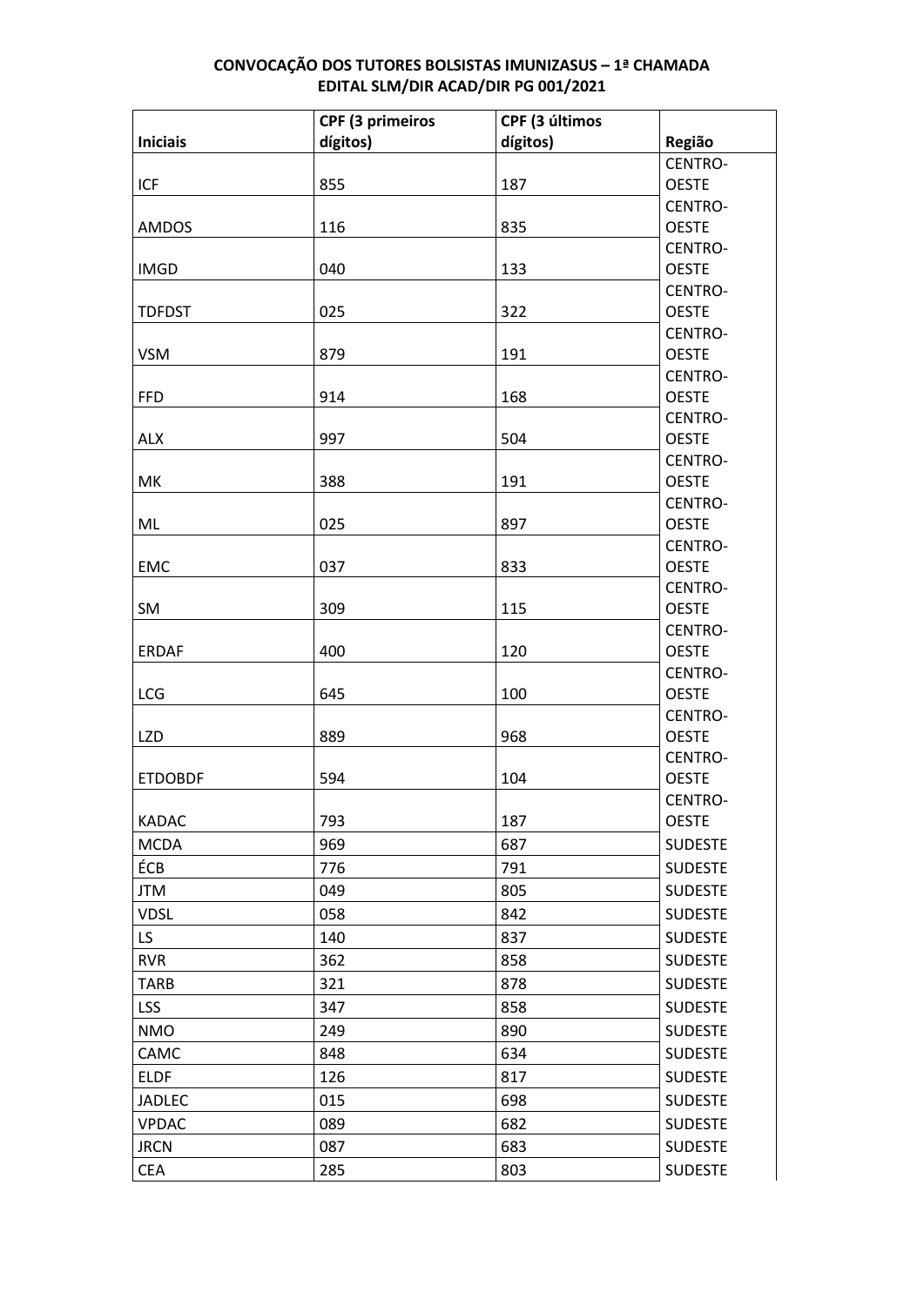**CONVOCAÇÃO DOS TUTORES BOLSISTAS IMUNIZASUS – 1ª CHAMADA**
**EDITAL SLM/DIR ACAD/DIR PG 001/2021**

| Iniciais | CPF (3 primeiros dígitos) | CPF (3 últimos dígitos) | Região |
|---|---|---|---|
| ICF | 855 | 187 | CENTRO-OESTE |
| AMDOS | 116 | 835 | CENTRO-OESTE |
| IMGD | 040 | 133 | CENTRO-OESTE |
| TDFDST | 025 | 322 | CENTRO-OESTE |
| VSM | 879 | 191 | CENTRO-OESTE |
| FFD | 914 | 168 | CENTRO-OESTE |
| ALX | 997 | 504 | CENTRO-OESTE |
| MK | 388 | 191 | CENTRO-OESTE |
| ML | 025 | 897 | CENTRO-OESTE |
| EMC | 037 | 833 | CENTRO-OESTE |
| SM | 309 | 115 | CENTRO-OESTE |
| ERDAF | 400 | 120 | CENTRO-OESTE |
| LCG | 645 | 100 | CENTRO-OESTE |
| LZD | 889 | 968 | CENTRO-OESTE |
| ETDOBDF | 594 | 104 | CENTRO-OESTE |
| KADAC | 793 | 187 | CENTRO-OESTE |
| MCDA | 969 | 687 | SUDESTE |
| ÉCB | 776 | 791 | SUDESTE |
| JTM | 049 | 805 | SUDESTE |
| VDSL | 058 | 842 | SUDESTE |
| LS | 140 | 837 | SUDESTE |
| RVR | 362 | 858 | SUDESTE |
| TARB | 321 | 878 | SUDESTE |
| LSS | 347 | 858 | SUDESTE |
| NMO | 249 | 890 | SUDESTE |
| CAMC | 848 | 634 | SUDESTE |
| ELDF | 126 | 817 | SUDESTE |
| JADLEC | 015 | 698 | SUDESTE |
| VPDAC | 089 | 682 | SUDESTE |
| JRCN | 087 | 683 | SUDESTE |
| CEA | 285 | 803 | SUDESTE |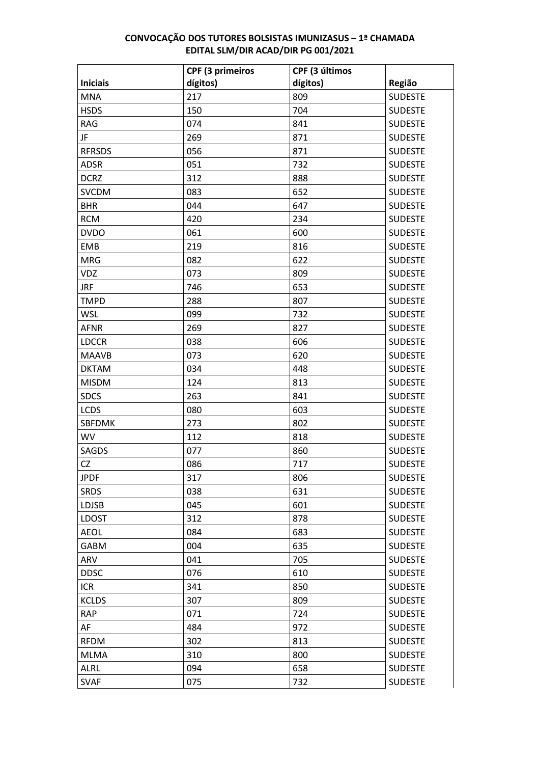**CONVOCAÇÃO DOS TUTORES BOLSISTAS IMUNIZASUS – 1ª CHAMADA**
**EDITAL SLM/DIR ACAD/DIR PG 001/2021**

| Iniciais | CPF (3 primeiros dígitos) | CPF (3 últimos dígitos) | Região |
|---|---|---|---|
| MNA | 217 | 809 | SUDESTE |
| HSDS | 150 | 704 | SUDESTE |
| RAG | 074 | 841 | SUDESTE |
| JF | 269 | 871 | SUDESTE |
| RFRSDS | 056 | 871 | SUDESTE |
| ADSR | 051 | 732 | SUDESTE |
| DCRZ | 312 | 888 | SUDESTE |
| SVCDM | 083 | 652 | SUDESTE |
| BHR | 044 | 647 | SUDESTE |
| RCM | 420 | 234 | SUDESTE |
| DVDO | 061 | 600 | SUDESTE |
| EMB | 219 | 816 | SUDESTE |
| MRG | 082 | 622 | SUDESTE |
| VDZ | 073 | 809 | SUDESTE |
| JRF | 746 | 653 | SUDESTE |
| TMPD | 288 | 807 | SUDESTE |
| WSL | 099 | 732 | SUDESTE |
| AFNR | 269 | 827 | SUDESTE |
| LDCCR | 038 | 606 | SUDESTE |
| MAAVB | 073 | 620 | SUDESTE |
| DKTAM | 034 | 448 | SUDESTE |
| MISDM | 124 | 813 | SUDESTE |
| SDCS | 263 | 841 | SUDESTE |
| LCDS | 080 | 603 | SUDESTE |
| SBFDMK | 273 | 802 | SUDESTE |
| WV | 112 | 818 | SUDESTE |
| SAGDS | 077 | 860 | SUDESTE |
| CZ | 086 | 717 | SUDESTE |
| JPDF | 317 | 806 | SUDESTE |
| SRDS | 038 | 631 | SUDESTE |
| LDJSB | 045 | 601 | SUDESTE |
| LDOST | 312 | 878 | SUDESTE |
| AEOL | 084 | 683 | SUDESTE |
| GABM | 004 | 635 | SUDESTE |
| ARV | 041 | 705 | SUDESTE |
| DDSC | 076 | 610 | SUDESTE |
| ICR | 341 | 850 | SUDESTE |
| KCLDS | 307 | 809 | SUDESTE |
| RAP | 071 | 724 | SUDESTE |
| AF | 484 | 972 | SUDESTE |
| RFDM | 302 | 813 | SUDESTE |
| MLMA | 310 | 800 | SUDESTE |
| ALRL | 094 | 658 | SUDESTE |
| SVAF | 075 | 732 | SUDESTE |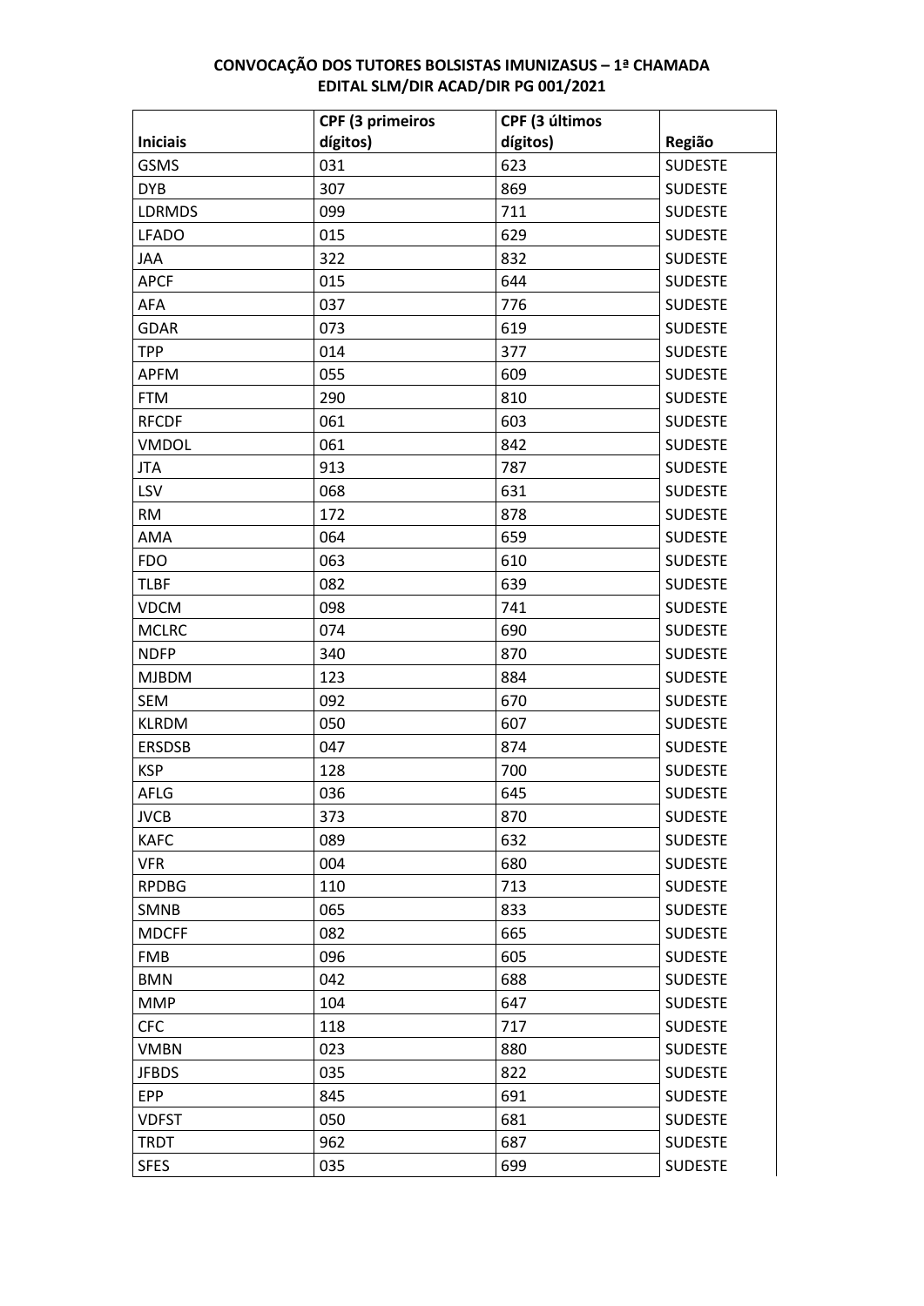**CONVOCAÇÃO DOS TUTORES BOLSISTAS IMUNIZASUS – 1ª CHAMADA**
**EDITAL SLM/DIR ACAD/DIR PG 001/2021**

| Iniciais | CPF (3 primeiros dígitos) | CPF (3 últimos dígitos) | Região |
|---|---|---|---|
| GSMS | 031 | 623 | SUDESTE |
| DYB | 307 | 869 | SUDESTE |
| LDRMDS | 099 | 711 | SUDESTE |
| LFADO | 015 | 629 | SUDESTE |
| JAA | 322 | 832 | SUDESTE |
| APCF | 015 | 644 | SUDESTE |
| AFA | 037 | 776 | SUDESTE |
| GDAR | 073 | 619 | SUDESTE |
| TPP | 014 | 377 | SUDESTE |
| APFM | 055 | 609 | SUDESTE |
| FTM | 290 | 810 | SUDESTE |
| RFCDF | 061 | 603 | SUDESTE |
| VMDOL | 061 | 842 | SUDESTE |
| JTA | 913 | 787 | SUDESTE |
| LSV | 068 | 631 | SUDESTE |
| RM | 172 | 878 | SUDESTE |
| AMA | 064 | 659 | SUDESTE |
| FDO | 063 | 610 | SUDESTE |
| TLBF | 082 | 639 | SUDESTE |
| VDCM | 098 | 741 | SUDESTE |
| MCLRC | 074 | 690 | SUDESTE |
| NDFP | 340 | 870 | SUDESTE |
| MJBDM | 123 | 884 | SUDESTE |
| SEM | 092 | 670 | SUDESTE |
| KLRDM | 050 | 607 | SUDESTE |
| ERSDSB | 047 | 874 | SUDESTE |
| KSP | 128 | 700 | SUDESTE |
| AFLG | 036 | 645 | SUDESTE |
| JVCB | 373 | 870 | SUDESTE |
| KAFC | 089 | 632 | SUDESTE |
| VFR | 004 | 680 | SUDESTE |
| RPDBG | 110 | 713 | SUDESTE |
| SMNB | 065 | 833 | SUDESTE |
| MDCFF | 082 | 665 | SUDESTE |
| FMB | 096 | 605 | SUDESTE |
| BMN | 042 | 688 | SUDESTE |
| MMP | 104 | 647 | SUDESTE |
| CFC | 118 | 717 | SUDESTE |
| VMBN | 023 | 880 | SUDESTE |
| JFBDS | 035 | 822 | SUDESTE |
| EPP | 845 | 691 | SUDESTE |
| VDFST | 050 | 681 | SUDESTE |
| TRDT | 962 | 687 | SUDESTE |
| SFES | 035 | 699 | SUDESTE |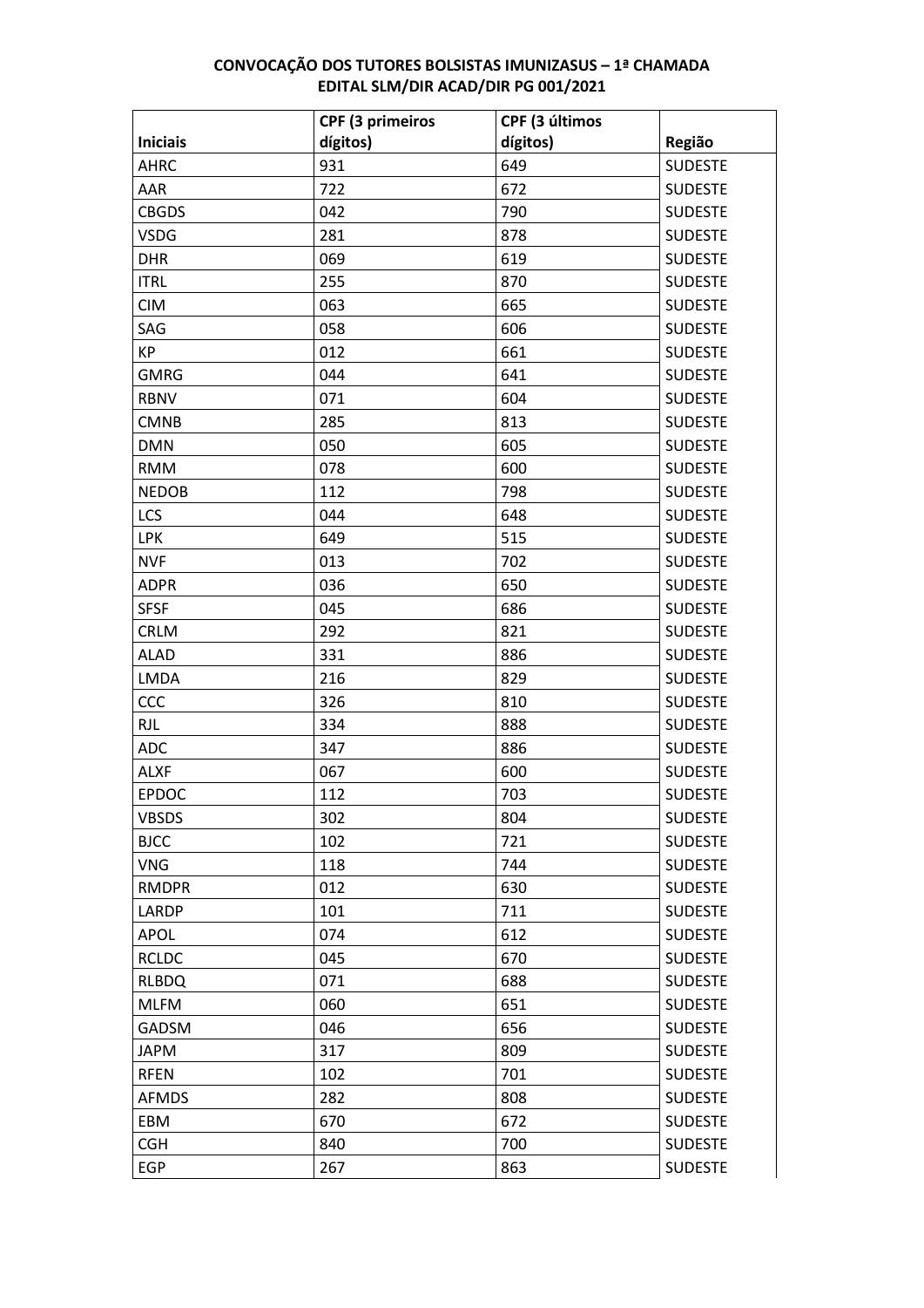**CONVOCAÇÃO DOS TUTORES BOLSISTAS IMUNIZASUS – 1ª CHAMADA**
**EDITAL SLM/DIR ACAD/DIR PG 001/2021**

| Iniciais | CPF (3 primeiros dígitos) | CPF (3 últimos dígitos) | Região |
|---|---|---|---|
| AHRC | 931 | 649 | SUDESTE |
| AAR | 722 | 672 | SUDESTE |
| CBGDS | 042 | 790 | SUDESTE |
| VSDG | 281 | 878 | SUDESTE |
| DHR | 069 | 619 | SUDESTE |
| ITRL | 255 | 870 | SUDESTE |
| CIM | 063 | 665 | SUDESTE |
| SAG | 058 | 606 | SUDESTE |
| KP | 012 | 661 | SUDESTE |
| GMRG | 044 | 641 | SUDESTE |
| RBNV | 071 | 604 | SUDESTE |
| CMNB | 285 | 813 | SUDESTE |
| DMN | 050 | 605 | SUDESTE |
| RMM | 078 | 600 | SUDESTE |
| NEDOB | 112 | 798 | SUDESTE |
| LCS | 044 | 648 | SUDESTE |
| LPK | 649 | 515 | SUDESTE |
| NVF | 013 | 702 | SUDESTE |
| ADPR | 036 | 650 | SUDESTE |
| SFSF | 045 | 686 | SUDESTE |
| CRLM | 292 | 821 | SUDESTE |
| ALAD | 331 | 886 | SUDESTE |
| LMDA | 216 | 829 | SUDESTE |
| CCC | 326 | 810 | SUDESTE |
| RJL | 334 | 888 | SUDESTE |
| ADC | 347 | 886 | SUDESTE |
| ALXF | 067 | 600 | SUDESTE |
| EPDOC | 112 | 703 | SUDESTE |
| VBSDS | 302 | 804 | SUDESTE |
| BJCC | 102 | 721 | SUDESTE |
| VNG | 118 | 744 | SUDESTE |
| RMDPR | 012 | 630 | SUDESTE |
| LARDP | 101 | 711 | SUDESTE |
| APOL | 074 | 612 | SUDESTE |
| RCLDC | 045 | 670 | SUDESTE |
| RLBDQ | 071 | 688 | SUDESTE |
| MLFM | 060 | 651 | SUDESTE |
| GADSM | 046 | 656 | SUDESTE |
| JAPM | 317 | 809 | SUDESTE |
| RFEN | 102 | 701 | SUDESTE |
| AFMDS | 282 | 808 | SUDESTE |
| EBM | 670 | 672 | SUDESTE |
| CGH | 840 | 700 | SUDESTE |
| EGP | 267 | 863 | SUDESTE |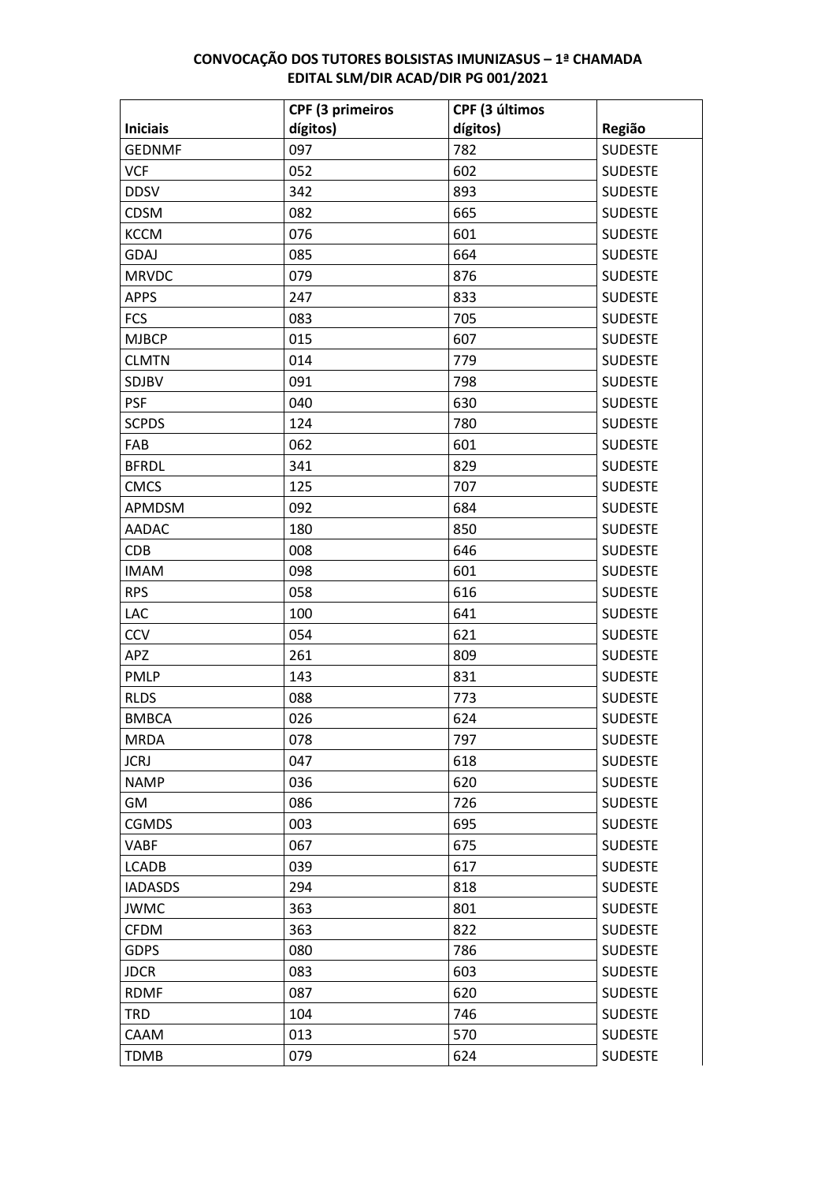**CONVOCAÇÃO DOS TUTORES BOLSISTAS IMUNIZASUS – 1ª CHAMADA**
**EDITAL SLM/DIR ACAD/DIR PG 001/2021**

| Iniciais | CPF (3 primeiros dígitos) | CPF (3 últimos dígitos) | Região |
|---|---|---|---|
| GEDNMF | 097 | 782 | SUDESTE |
| VCF | 052 | 602 | SUDESTE |
| DDSV | 342 | 893 | SUDESTE |
| CDSM | 082 | 665 | SUDESTE |
| KCCM | 076 | 601 | SUDESTE |
| GDAJ | 085 | 664 | SUDESTE |
| MRVDC | 079 | 876 | SUDESTE |
| APPS | 247 | 833 | SUDESTE |
| FCS | 083 | 705 | SUDESTE |
| MJBCP | 015 | 607 | SUDESTE |
| CLMTN | 014 | 779 | SUDESTE |
| SDJBV | 091 | 798 | SUDESTE |
| PSF | 040 | 630 | SUDESTE |
| SCPDS | 124 | 780 | SUDESTE |
| FAB | 062 | 601 | SUDESTE |
| BFRDL | 341 | 829 | SUDESTE |
| CMCS | 125 | 707 | SUDESTE |
| APMDSM | 092 | 684 | SUDESTE |
| AADAC | 180 | 850 | SUDESTE |
| CDB | 008 | 646 | SUDESTE |
| IMAM | 098 | 601 | SUDESTE |
| RPS | 058 | 616 | SUDESTE |
| LAC | 100 | 641 | SUDESTE |
| CCV | 054 | 621 | SUDESTE |
| APZ | 261 | 809 | SUDESTE |
| PMLP | 143 | 831 | SUDESTE |
| RLDS | 088 | 773 | SUDESTE |
| BMBCA | 026 | 624 | SUDESTE |
| MRDA | 078 | 797 | SUDESTE |
| JCRJ | 047 | 618 | SUDESTE |
| NAMP | 036 | 620 | SUDESTE |
| GM | 086 | 726 | SUDESTE |
| CGMDS | 003 | 695 | SUDESTE |
| VABF | 067 | 675 | SUDESTE |
| LCADB | 039 | 617 | SUDESTE |
| IADASDS | 294 | 818 | SUDESTE |
| JWMC | 363 | 801 | SUDESTE |
| CFDM | 363 | 822 | SUDESTE |
| GDPS | 080 | 786 | SUDESTE |
| JDCR | 083 | 603 | SUDESTE |
| RDMF | 087 | 620 | SUDESTE |
| TRD | 104 | 746 | SUDESTE |
| CAAM | 013 | 570 | SUDESTE |
| TDMB | 079 | 624 | SUDESTE |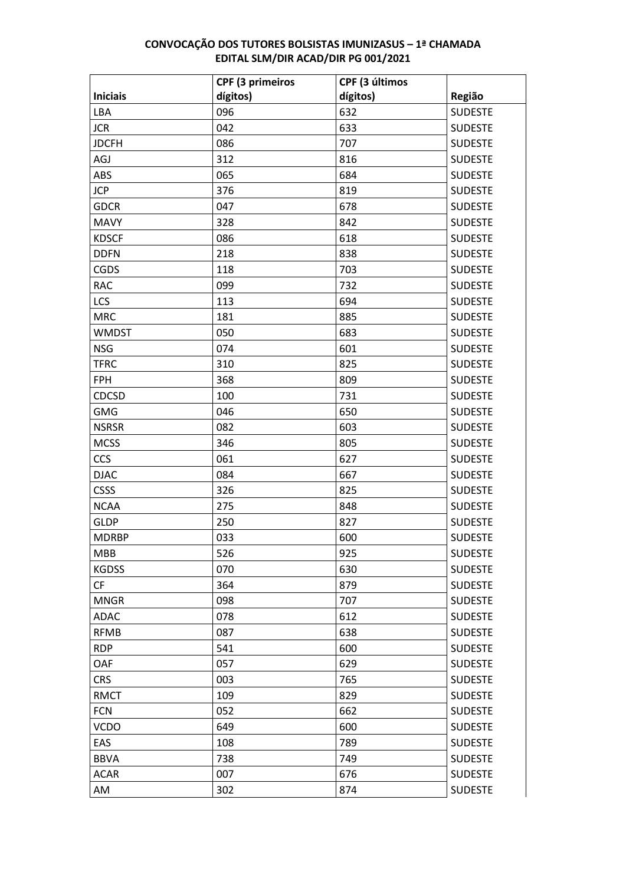**CONVOCAÇÃO DOS TUTORES BOLSISTAS IMUNIZASUS – 1ª CHAMADA**
**EDITAL SLM/DIR ACAD/DIR PG 001/2021**

| Iniciais | CPF (3 primeiros dígitos) | CPF (3 últimos dígitos) | Região |
|---|---|---|---|
| LBA | 096 | 632 | SUDESTE |
| JCR | 042 | 633 | SUDESTE |
| JDCFH | 086 | 707 | SUDESTE |
| AGJ | 312 | 816 | SUDESTE |
| ABS | 065 | 684 | SUDESTE |
| JCP | 376 | 819 | SUDESTE |
| GDCR | 047 | 678 | SUDESTE |
| MAVY | 328 | 842 | SUDESTE |
| KDSCF | 086 | 618 | SUDESTE |
| DDFN | 218 | 838 | SUDESTE |
| CGDS | 118 | 703 | SUDESTE |
| RAC | 099 | 732 | SUDESTE |
| LCS | 113 | 694 | SUDESTE |
| MRC | 181 | 885 | SUDESTE |
| WMDST | 050 | 683 | SUDESTE |
| NSG | 074 | 601 | SUDESTE |
| TFRC | 310 | 825 | SUDESTE |
| FPH | 368 | 809 | SUDESTE |
| CDCSD | 100 | 731 | SUDESTE |
| GMG | 046 | 650 | SUDESTE |
| NSRSR | 082 | 603 | SUDESTE |
| MCSS | 346 | 805 | SUDESTE |
| CCS | 061 | 627 | SUDESTE |
| DJAC | 084 | 667 | SUDESTE |
| CSSS | 326 | 825 | SUDESTE |
| NCAA | 275 | 848 | SUDESTE |
| GLDP | 250 | 827 | SUDESTE |
| MDRBP | 033 | 600 | SUDESTE |
| MBB | 526 | 925 | SUDESTE |
| KGDSS | 070 | 630 | SUDESTE |
| CF | 364 | 879 | SUDESTE |
| MNGR | 098 | 707 | SUDESTE |
| ADAC | 078 | 612 | SUDESTE |
| RFMB | 087 | 638 | SUDESTE |
| RDP | 541 | 600 | SUDESTE |
| OAF | 057 | 629 | SUDESTE |
| CRS | 003 | 765 | SUDESTE |
| RMCT | 109 | 829 | SUDESTE |
| FCN | 052 | 662 | SUDESTE |
| VCDO | 649 | 600 | SUDESTE |
| EAS | 108 | 789 | SUDESTE |
| BBVA | 738 | 749 | SUDESTE |
| ACAR | 007 | 676 | SUDESTE |
| AM | 302 | 874 | SUDESTE |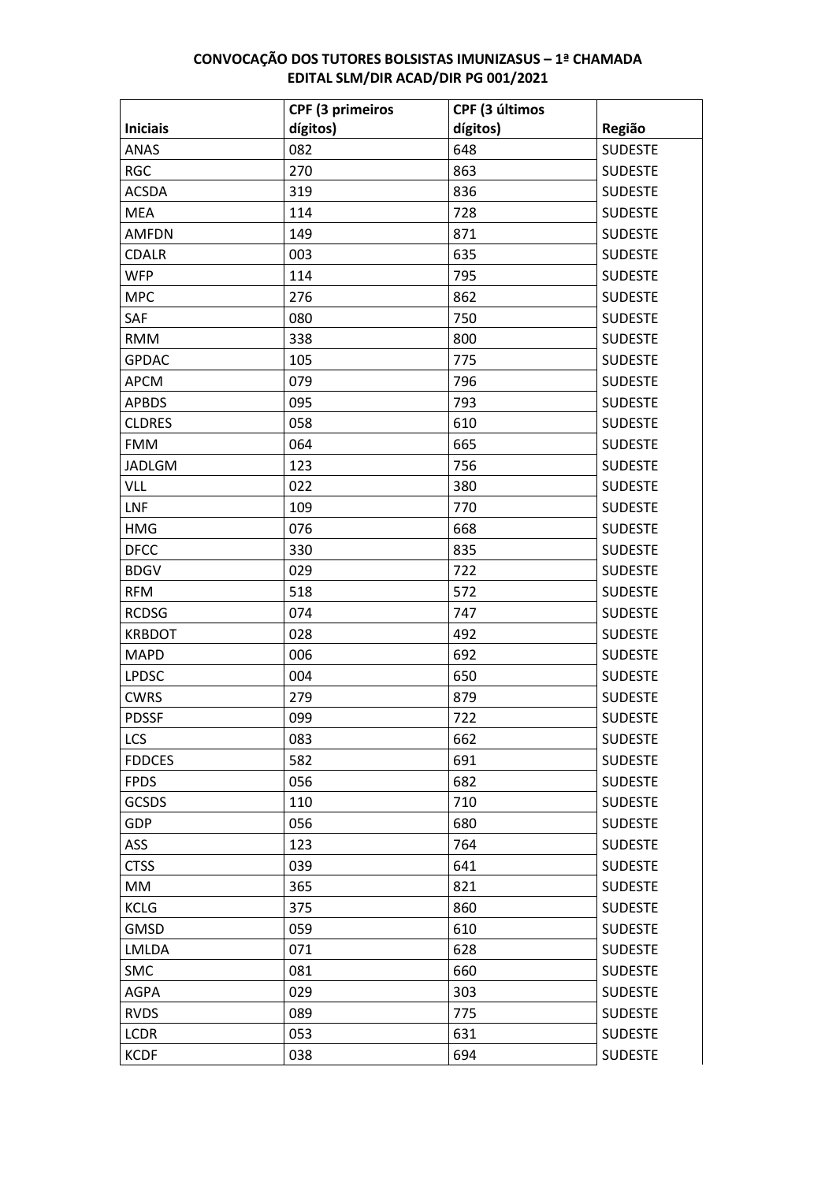**CONVOCAÇÃO DOS TUTORES BOLSISTAS IMUNIZASUS – 1ª CHAMADA**
**EDITAL SLM/DIR ACAD/DIR PG 001/2021**

| Iniciais | CPF (3 primeiros dígitos) | CPF (3 últimos dígitos) | Região |
|---|---|---|---|
| ANAS | 082 | 648 | SUDESTE |
| RGC | 270 | 863 | SUDESTE |
| ACSDA | 319 | 836 | SUDESTE |
| MEA | 114 | 728 | SUDESTE |
| AMFDN | 149 | 871 | SUDESTE |
| CDALR | 003 | 635 | SUDESTE |
| WFP | 114 | 795 | SUDESTE |
| MPC | 276 | 862 | SUDESTE |
| SAF | 080 | 750 | SUDESTE |
| RMM | 338 | 800 | SUDESTE |
| GPDAC | 105 | 775 | SUDESTE |
| APCM | 079 | 796 | SUDESTE |
| APBDS | 095 | 793 | SUDESTE |
| CLDRES | 058 | 610 | SUDESTE |
| FMM | 064 | 665 | SUDESTE |
| JADLGM | 123 | 756 | SUDESTE |
| VLL | 022 | 380 | SUDESTE |
| LNF | 109 | 770 | SUDESTE |
| HMG | 076 | 668 | SUDESTE |
| DFCC | 330 | 835 | SUDESTE |
| BDGV | 029 | 722 | SUDESTE |
| RFM | 518 | 572 | SUDESTE |
| RCDSG | 074 | 747 | SUDESTE |
| KRBDOT | 028 | 492 | SUDESTE |
| MAPD | 006 | 692 | SUDESTE |
| LPDSC | 004 | 650 | SUDESTE |
| CWRS | 279 | 879 | SUDESTE |
| PDSSF | 099 | 722 | SUDESTE |
| LCS | 083 | 662 | SUDESTE |
| FDDCES | 582 | 691 | SUDESTE |
| FPDS | 056 | 682 | SUDESTE |
| GCSDS | 110 | 710 | SUDESTE |
| GDP | 056 | 680 | SUDESTE |
| ASS | 123 | 764 | SUDESTE |
| CTSS | 039 | 641 | SUDESTE |
| MM | 365 | 821 | SUDESTE |
| KCLG | 375 | 860 | SUDESTE |
| GMSD | 059 | 610 | SUDESTE |
| LMLDA | 071 | 628 | SUDESTE |
| SMC | 081 | 660 | SUDESTE |
| AGPA | 029 | 303 | SUDESTE |
| RVDS | 089 | 775 | SUDESTE |
| LCDR | 053 | 631 | SUDESTE |
| KCDF | 038 | 694 | SUDESTE |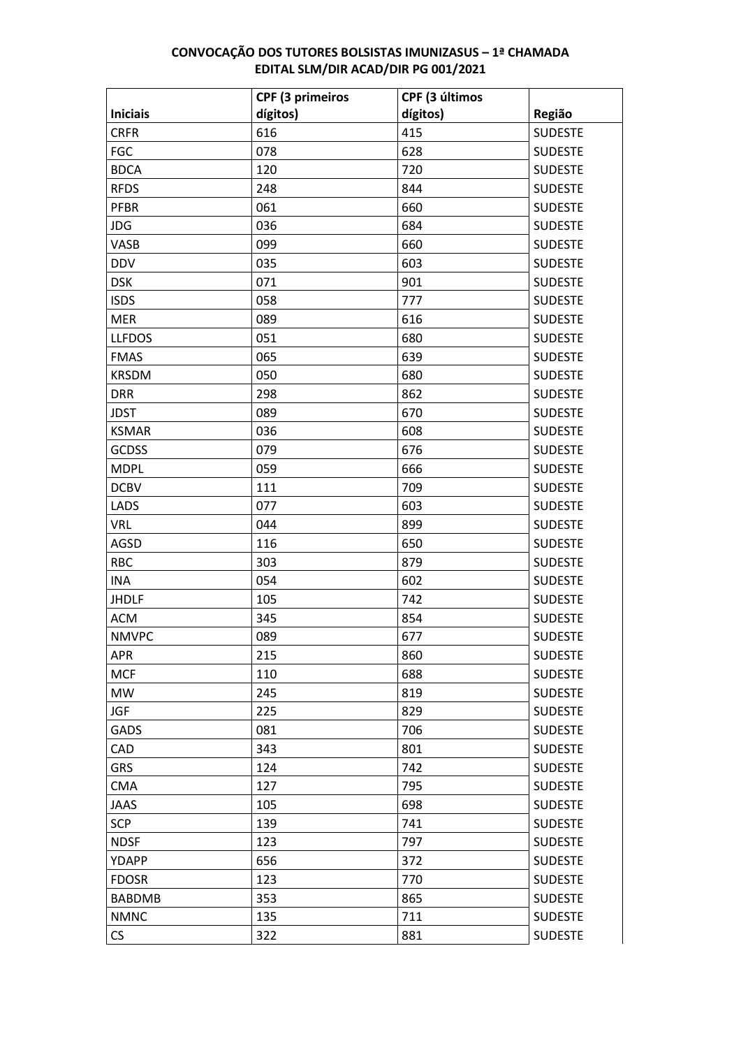**CONVOCAÇÃO DOS TUTORES BOLSISTAS IMUNIZASUS – 1ª CHAMADA**
**EDITAL SLM/DIR ACAD/DIR PG 001/2021**

| Iniciais | CPF (3 primeiros dígitos) | CPF (3 últimos dígitos) | Região |
|---|---|---|---|
| CRFR | 616 | 415 | SUDESTE |
| FGC | 078 | 628 | SUDESTE |
| BDCA | 120 | 720 | SUDESTE |
| RFDS | 248 | 844 | SUDESTE |
| PFBR | 061 | 660 | SUDESTE |
| JDG | 036 | 684 | SUDESTE |
| VASB | 099 | 660 | SUDESTE |
| DDV | 035 | 603 | SUDESTE |
| DSK | 071 | 901 | SUDESTE |
| ISDS | 058 | 777 | SUDESTE |
| MER | 089 | 616 | SUDESTE |
| LLFDOS | 051 | 680 | SUDESTE |
| FMAS | 065 | 639 | SUDESTE |
| KRSDM | 050 | 680 | SUDESTE |
| DRR | 298 | 862 | SUDESTE |
| JDST | 089 | 670 | SUDESTE |
| KSMAR | 036 | 608 | SUDESTE |
| GCDSS | 079 | 676 | SUDESTE |
| MDPL | 059 | 666 | SUDESTE |
| DCBV | 111 | 709 | SUDESTE |
| LADS | 077 | 603 | SUDESTE |
| VRL | 044 | 899 | SUDESTE |
| AGSD | 116 | 650 | SUDESTE |
| RBC | 303 | 879 | SUDESTE |
| INA | 054 | 602 | SUDESTE |
| JHDLF | 105 | 742 | SUDESTE |
| ACM | 345 | 854 | SUDESTE |
| NMVPC | 089 | 677 | SUDESTE |
| APR | 215 | 860 | SUDESTE |
| MCF | 110 | 688 | SUDESTE |
| MW | 245 | 819 | SUDESTE |
| JGF | 225 | 829 | SUDESTE |
| GADS | 081 | 706 | SUDESTE |
| CAD | 343 | 801 | SUDESTE |
| GRS | 124 | 742 | SUDESTE |
| CMA | 127 | 795 | SUDESTE |
| JAAS | 105 | 698 | SUDESTE |
| SCP | 139 | 741 | SUDESTE |
| NDSF | 123 | 797 | SUDESTE |
| YDAPP | 656 | 372 | SUDESTE |
| FDOSR | 123 | 770 | SUDESTE |
| BABDMB | 353 | 865 | SUDESTE |
| NMNC | 135 | 711 | SUDESTE |
| CS | 322 | 881 | SUDESTE |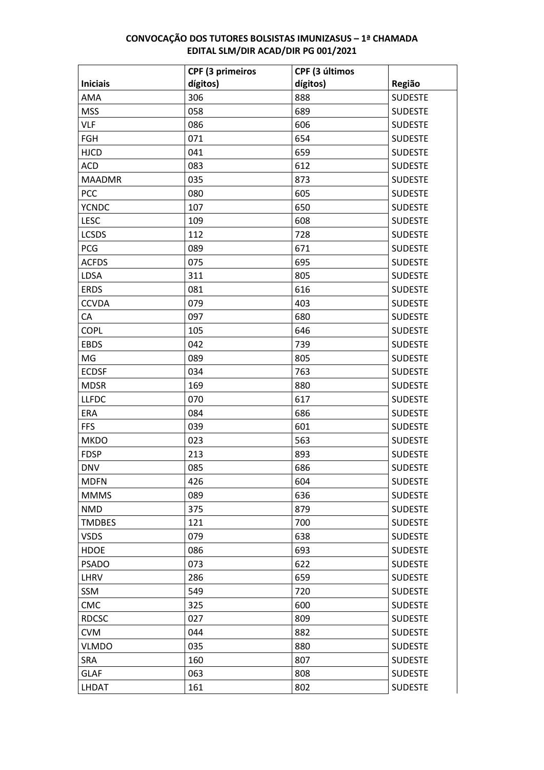**CONVOCAÇÃO DOS TUTORES BOLSISTAS IMUNIZASUS – 1ª CHAMADA**
**EDITAL SLM/DIR ACAD/DIR PG 001/2021**

| Iniciais | CPF (3 primeiros dígitos) | CPF (3 últimos dígitos) | Região |
|---|---|---|---|
| AMA | 306 | 888 | SUDESTE |
| MSS | 058 | 689 | SUDESTE |
| VLF | 086 | 606 | SUDESTE |
| FGH | 071 | 654 | SUDESTE |
| HJCD | 041 | 659 | SUDESTE |
| ACD | 083 | 612 | SUDESTE |
| MAADMR | 035 | 873 | SUDESTE |
| PCC | 080 | 605 | SUDESTE |
| YCNDC | 107 | 650 | SUDESTE |
| LESC | 109 | 608 | SUDESTE |
| LCSDS | 112 | 728 | SUDESTE |
| PCG | 089 | 671 | SUDESTE |
| ACFDS | 075 | 695 | SUDESTE |
| LDSA | 311 | 805 | SUDESTE |
| ERDS | 081 | 616 | SUDESTE |
| CCVDA | 079 | 403 | SUDESTE |
| CA | 097 | 680 | SUDESTE |
| COPL | 105 | 646 | SUDESTE |
| EBDS | 042 | 739 | SUDESTE |
| MG | 089 | 805 | SUDESTE |
| ECDSF | 034 | 763 | SUDESTE |
| MDSR | 169 | 880 | SUDESTE |
| LLFDC | 070 | 617 | SUDESTE |
| ERA | 084 | 686 | SUDESTE |
| FFS | 039 | 601 | SUDESTE |
| MKDO | 023 | 563 | SUDESTE |
| FDSP | 213 | 893 | SUDESTE |
| DNV | 085 | 686 | SUDESTE |
| MDFN | 426 | 604 | SUDESTE |
| MMMS | 089 | 636 | SUDESTE |
| NMD | 375 | 879 | SUDESTE |
| TMDBES | 121 | 700 | SUDESTE |
| VSDS | 079 | 638 | SUDESTE |
| HDOE | 086 | 693 | SUDESTE |
| PSADO | 073 | 622 | SUDESTE |
| LHRV | 286 | 659 | SUDESTE |
| SSM | 549 | 720 | SUDESTE |
| CMC | 325 | 600 | SUDESTE |
| RDCSC | 027 | 809 | SUDESTE |
| CVM | 044 | 882 | SUDESTE |
| VLMDO | 035 | 880 | SUDESTE |
| SRA | 160 | 807 | SUDESTE |
| GLAF | 063 | 808 | SUDESTE |
| LHDAT | 161 | 802 | SUDESTE |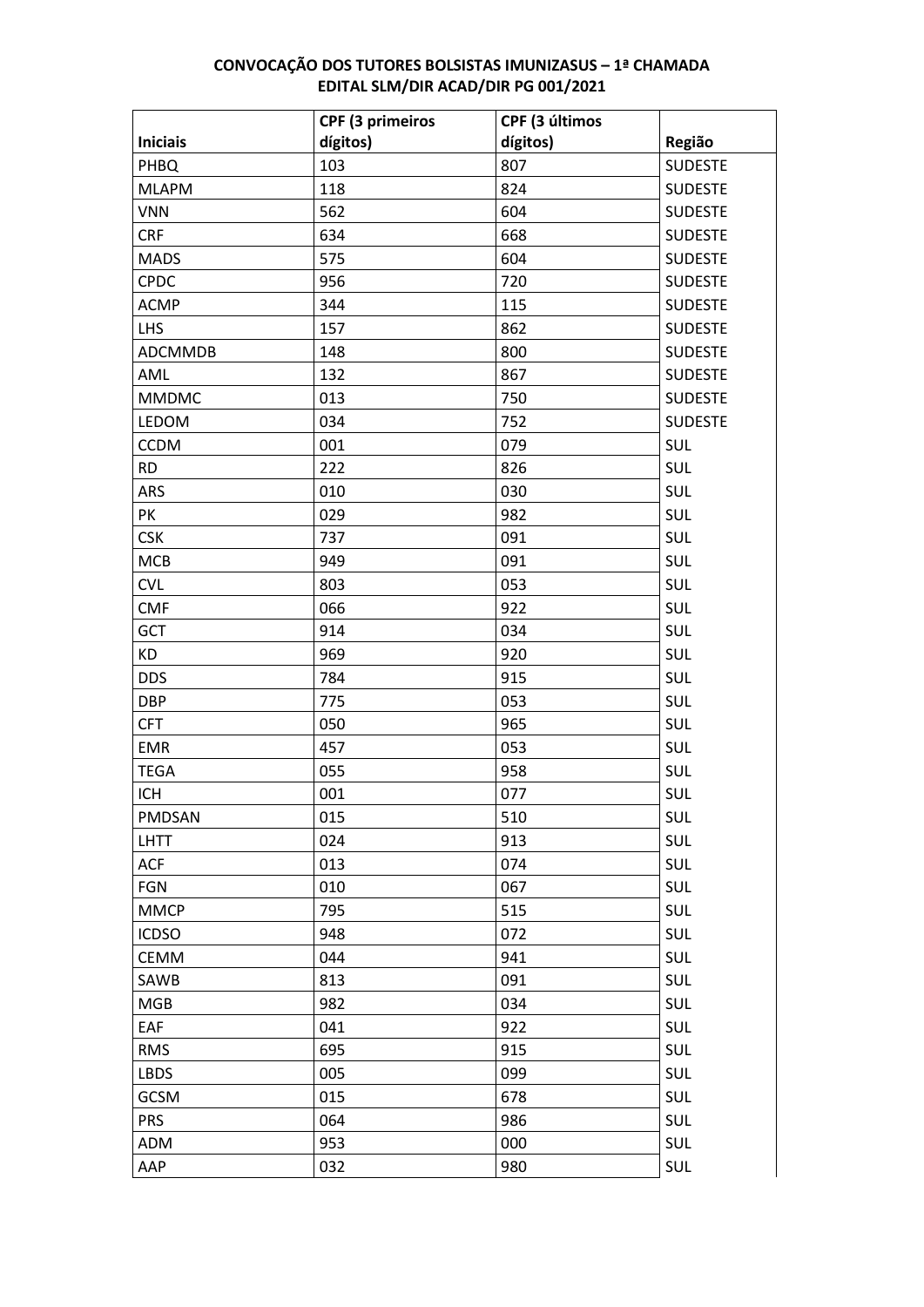**CONVOCAÇÃO DOS TUTORES BOLSISTAS IMUNIZASUS – 1ª CHAMADA**
**EDITAL SLM/DIR ACAD/DIR PG 001/2021**

| Iniciais | CPF (3 primeiros dígitos) | CPF (3 últimos dígitos) | Região |
|---|---|---|---|
| PHBQ | 103 | 807 | SUDESTE |
| MLAPM | 118 | 824 | SUDESTE |
| VNN | 562 | 604 | SUDESTE |
| CRF | 634 | 668 | SUDESTE |
| MADS | 575 | 604 | SUDESTE |
| CPDC | 956 | 720 | SUDESTE |
| ACMP | 344 | 115 | SUDESTE |
| LHS | 157 | 862 | SUDESTE |
| ADCMMDB | 148 | 800 | SUDESTE |
| AML | 132 | 867 | SUDESTE |
| MMDMC | 013 | 750 | SUDESTE |
| LEDOM | 034 | 752 | SUDESTE |
| CCDM | 001 | 079 | SUL |
| RD | 222 | 826 | SUL |
| ARS | 010 | 030 | SUL |
| PK | 029 | 982 | SUL |
| CSK | 737 | 091 | SUL |
| MCB | 949 | 091 | SUL |
| CVL | 803 | 053 | SUL |
| CMF | 066 | 922 | SUL |
| GCT | 914 | 034 | SUL |
| KD | 969 | 920 | SUL |
| DDS | 784 | 915 | SUL |
| DBP | 775 | 053 | SUL |
| CFT | 050 | 965 | SUL |
| EMR | 457 | 053 | SUL |
| TEGA | 055 | 958 | SUL |
| ICH | 001 | 077 | SUL |
| PMDSAN | 015 | 510 | SUL |
| LHTT | 024 | 913 | SUL |
| ACF | 013 | 074 | SUL |
| FGN | 010 | 067 | SUL |
| MMCP | 795 | 515 | SUL |
| ICDSO | 948 | 072 | SUL |
| CEMM | 044 | 941 | SUL |
| SAWB | 813 | 091 | SUL |
| MGB | 982 | 034 | SUL |
| EAF | 041 | 922 | SUL |
| RMS | 695 | 915 | SUL |
| LBDS | 005 | 099 | SUL |
| GCSM | 015 | 678 | SUL |
| PRS | 064 | 986 | SUL |
| ADM | 953 | 000 | SUL |
| AAP | 032 | 980 | SUL |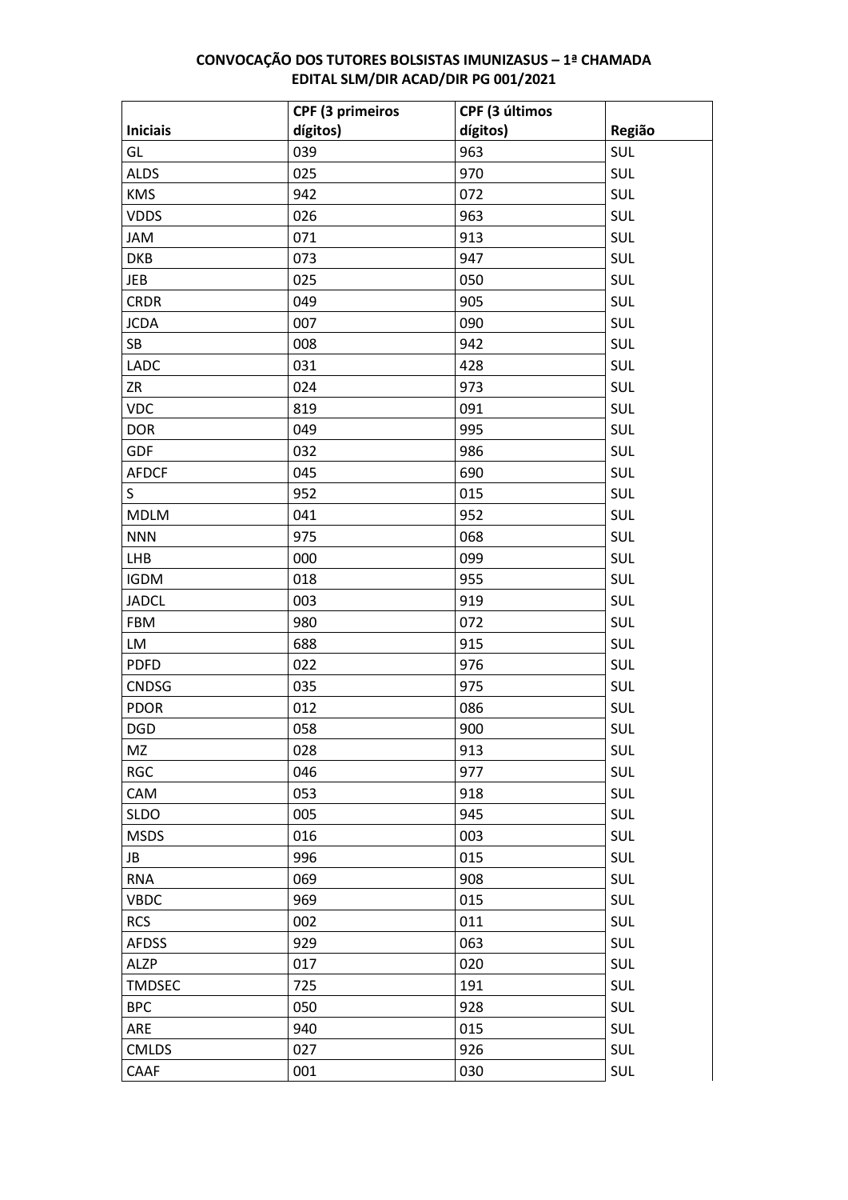**CONVOCAÇÃO DOS TUTORES BOLSISTAS IMUNIZASUS – 1ª CHAMADA**
**EDITAL SLM/DIR ACAD/DIR PG 001/2021**

| Iniciais | CPF (3 primeiros dígitos) | CPF (3 últimos dígitos) | Região |
|---|---|---|---|
| GL | 039 | 963 | SUL |
| ALDS | 025 | 970 | SUL |
| KMS | 942 | 072 | SUL |
| VDDS | 026 | 963 | SUL |
| JAM | 071 | 913 | SUL |
| DKB | 073 | 947 | SUL |
| JEB | 025 | 050 | SUL |
| CRDR | 049 | 905 | SUL |
| JCDA | 007 | 090 | SUL |
| SB | 008 | 942 | SUL |
| LADC | 031 | 428 | SUL |
| ZR | 024 | 973 | SUL |
| VDC | 819 | 091 | SUL |
| DOR | 049 | 995 | SUL |
| GDF | 032 | 986 | SUL |
| AFDCF | 045 | 690 | SUL |
| S | 952 | 015 | SUL |
| MDLM | 041 | 952 | SUL |
| NNN | 975 | 068 | SUL |
| LHB | 000 | 099 | SUL |
| IGDM | 018 | 955 | SUL |
| JADCL | 003 | 919 | SUL |
| FBM | 980 | 072 | SUL |
| LM | 688 | 915 | SUL |
| PDFD | 022 | 976 | SUL |
| CNDSG | 035 | 975 | SUL |
| PDOR | 012 | 086 | SUL |
| DGD | 058 | 900 | SUL |
| MZ | 028 | 913 | SUL |
| RGC | 046 | 977 | SUL |
| CAM | 053 | 918 | SUL |
| SLDO | 005 | 945 | SUL |
| MSDS | 016 | 003 | SUL |
| JB | 996 | 015 | SUL |
| RNA | 069 | 908 | SUL |
| VBDC | 969 | 015 | SUL |
| RCS | 002 | 011 | SUL |
| AFDSS | 929 | 063 | SUL |
| ALZP | 017 | 020 | SUL |
| TMDSEC | 725 | 191 | SUL |
| BPC | 050 | 928 | SUL |
| ARE | 940 | 015 | SUL |
| CMLDS | 027 | 926 | SUL |
| CAAF | 001 | 030 | SUL |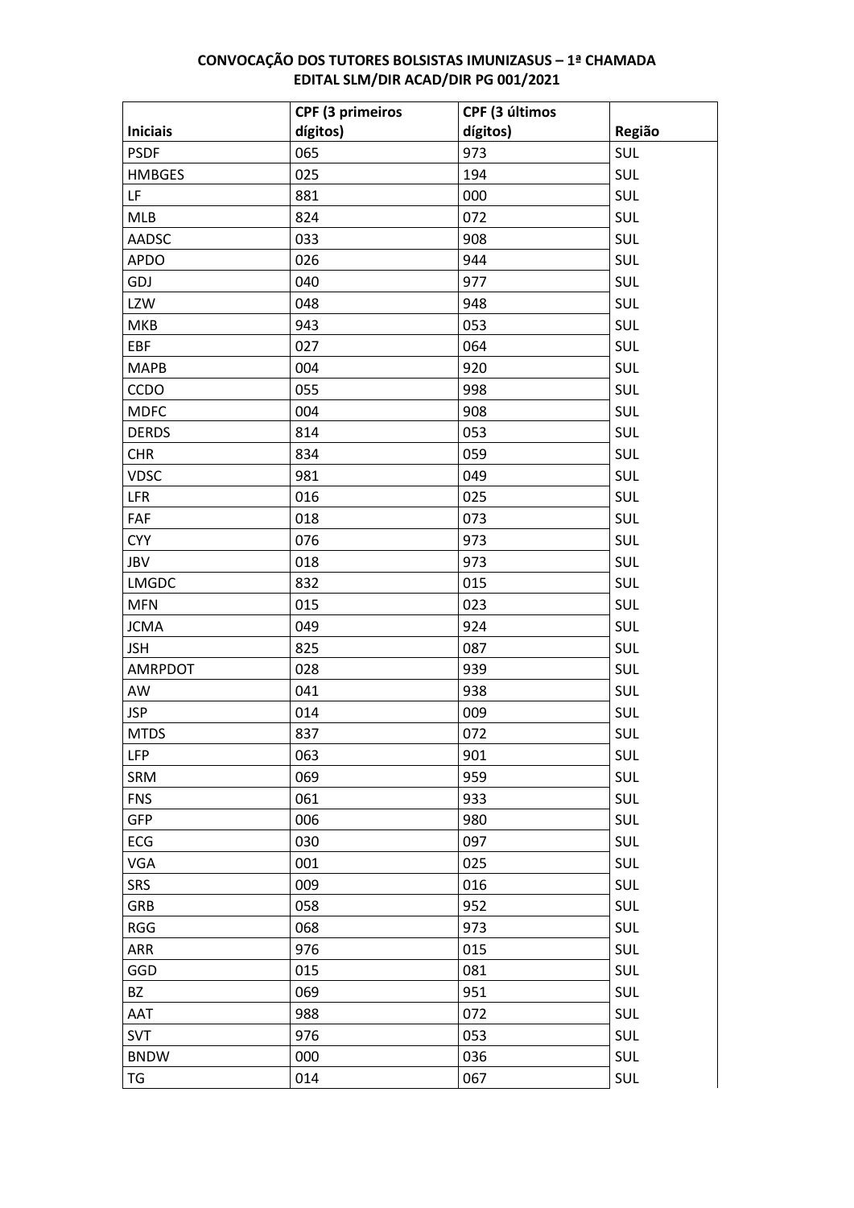**CONVOCAÇÃO DOS TUTORES BOLSISTAS IMUNIZASUS – 1ª CHAMADA**
**EDITAL SLM/DIR ACAD/DIR PG 001/2021**

| Iniciais | CPF (3 primeiros dígitos) | CPF (3 últimos dígitos) | Região |
|---|---|---|---|
| PSDF | 065 | 973 | SUL |
| HMBGES | 025 | 194 | SUL |
| LF | 881 | 000 | SUL |
| MLB | 824 | 072 | SUL |
| AADSC | 033 | 908 | SUL |
| APDO | 026 | 944 | SUL |
| GDJ | 040 | 977 | SUL |
| LZW | 048 | 948 | SUL |
| MKB | 943 | 053 | SUL |
| EBF | 027 | 064 | SUL |
| MAPB | 004 | 920 | SUL |
| CCDO | 055 | 998 | SUL |
| MDFC | 004 | 908 | SUL |
| DERDS | 814 | 053 | SUL |
| CHR | 834 | 059 | SUL |
| VDSC | 981 | 049 | SUL |
| LFR | 016 | 025 | SUL |
| FAF | 018 | 073 | SUL |
| CYY | 076 | 973 | SUL |
| JBV | 018 | 973 | SUL |
| LMGDC | 832 | 015 | SUL |
| MFN | 015 | 023 | SUL |
| JCMA | 049 | 924 | SUL |
| JSH | 825 | 087 | SUL |
| AMRPDOT | 028 | 939 | SUL |
| AW | 041 | 938 | SUL |
| JSP | 014 | 009 | SUL |
| MTDS | 837 | 072 | SUL |
| LFP | 063 | 901 | SUL |
| SRM | 069 | 959 | SUL |
| FNS | 061 | 933 | SUL |
| GFP | 006 | 980 | SUL |
| ECG | 030 | 097 | SUL |
| VGA | 001 | 025 | SUL |
| SRS | 009 | 016 | SUL |
| GRB | 058 | 952 | SUL |
| RGG | 068 | 973 | SUL |
| ARR | 976 | 015 | SUL |
| GGD | 015 | 081 | SUL |
| BZ | 069 | 951 | SUL |
| AAT | 988 | 072 | SUL |
| SVT | 976 | 053 | SUL |
| BNDW | 000 | 036 | SUL |
| TG | 014 | 067 | SUL |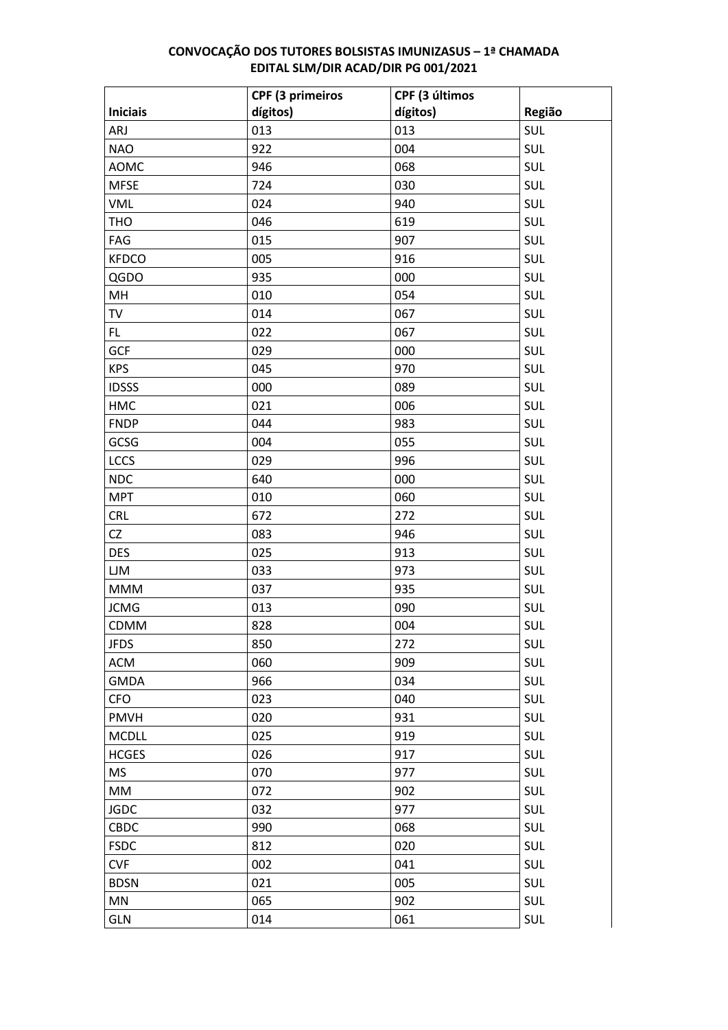**CONVOCAÇÃO DOS TUTORES BOLSISTAS IMUNIZASUS – 1ª CHAMADA**
**EDITAL SLM/DIR ACAD/DIR PG 001/2021**

| Iniciais | CPF (3 primeiros dígitos) | CPF (3 últimos dígitos) | Região |
|---|---|---|---|
| ARJ | 013 | 013 | SUL |
| NAO | 922 | 004 | SUL |
| AOMC | 946 | 068 | SUL |
| MFSE | 724 | 030 | SUL |
| VML | 024 | 940 | SUL |
| THO | 046 | 619 | SUL |
| FAG | 015 | 907 | SUL |
| KFDCO | 005 | 916 | SUL |
| QGDO | 935 | 000 | SUL |
| MH | 010 | 054 | SUL |
| TV | 014 | 067 | SUL |
| FL | 022 | 067 | SUL |
| GCF | 029 | 000 | SUL |
| KPS | 045 | 970 | SUL |
| IDSSS | 000 | 089 | SUL |
| HMC | 021 | 006 | SUL |
| FNDP | 044 | 983 | SUL |
| GCSG | 004 | 055 | SUL |
| LCCS | 029 | 996 | SUL |
| NDC | 640 | 000 | SUL |
| MPT | 010 | 060 | SUL |
| CRL | 672 | 272 | SUL |
| CZ | 083 | 946 | SUL |
| DES | 025 | 913 | SUL |
| LJM | 033 | 973 | SUL |
| MMM | 037 | 935 | SUL |
| JCMG | 013 | 090 | SUL |
| CDMM | 828 | 004 | SUL |
| JFDS | 850 | 272 | SUL |
| ACM | 060 | 909 | SUL |
| GMDA | 966 | 034 | SUL |
| CFO | 023 | 040 | SUL |
| PMVH | 020 | 931 | SUL |
| MCDLL | 025 | 919 | SUL |
| HCGES | 026 | 917 | SUL |
| MS | 070 | 977 | SUL |
| MM | 072 | 902 | SUL |
| JGDC | 032 | 977 | SUL |
| CBDC | 990 | 068 | SUL |
| FSDC | 812 | 020 | SUL |
| CVF | 002 | 041 | SUL |
| BDSN | 021 | 005 | SUL |
| MN | 065 | 902 | SUL |
| GLN | 014 | 061 | SUL |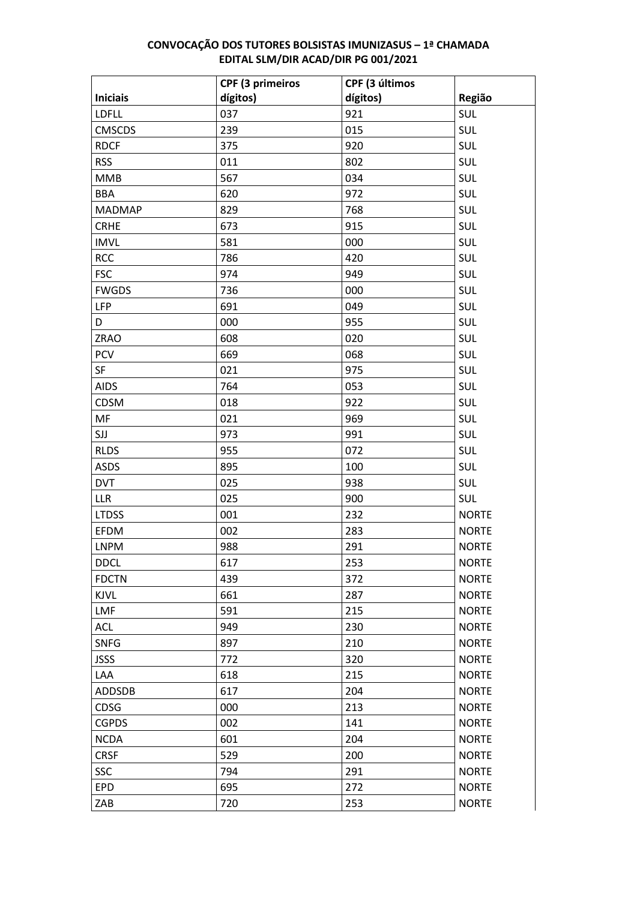**CONVOCAÇÃO DOS TUTORES BOLSISTAS IMUNIZASUS – 1ª CHAMADA**
**EDITAL SLM/DIR ACAD/DIR PG 001/2021**

| Iniciais | CPF (3 primeiros dígitos) | CPF (3 últimos dígitos) | Região |
|---|---|---|---|
| LDFLL | 037 | 921 | SUL |
| CMSCDS | 239 | 015 | SUL |
| RDCF | 375 | 920 | SUL |
| RSS | 011 | 802 | SUL |
| MMB | 567 | 034 | SUL |
| BBA | 620 | 972 | SUL |
| MADMAP | 829 | 768 | SUL |
| CRHE | 673 | 915 | SUL |
| IMVL | 581 | 000 | SUL |
| RCC | 786 | 420 | SUL |
| FSC | 974 | 949 | SUL |
| FWGDS | 736 | 000 | SUL |
| LFP | 691 | 049 | SUL |
| D | 000 | 955 | SUL |
| ZRAO | 608 | 020 | SUL |
| PCV | 669 | 068 | SUL |
| SF | 021 | 975 | SUL |
| AIDS | 764 | 053 | SUL |
| CDSM | 018 | 922 | SUL |
| MF | 021 | 969 | SUL |
| SJJ | 973 | 991 | SUL |
| RLDS | 955 | 072 | SUL |
| ASDS | 895 | 100 | SUL |
| DVT | 025 | 938 | SUL |
| LLR | 025 | 900 | SUL |
| LTDSS | 001 | 232 | NORTE |
| EFDM | 002 | 283 | NORTE |
| LNPM | 988 | 291 | NORTE |
| DDCL | 617 | 253 | NORTE |
| FDCTN | 439 | 372 | NORTE |
| KJVL | 661 | 287 | NORTE |
| LMF | 591 | 215 | NORTE |
| ACL | 949 | 230 | NORTE |
| SNFG | 897 | 210 | NORTE |
| JSSS | 772 | 320 | NORTE |
| LAA | 618 | 215 | NORTE |
| ADDSDB | 617 | 204 | NORTE |
| CDSG | 000 | 213 | NORTE |
| CGPDS | 002 | 141 | NORTE |
| NCDA | 601 | 204 | NORTE |
| CRSF | 529 | 200 | NORTE |
| SSC | 794 | 291 | NORTE |
| EPD | 695 | 272 | NORTE |
| ZAB | 720 | 253 | NORTE |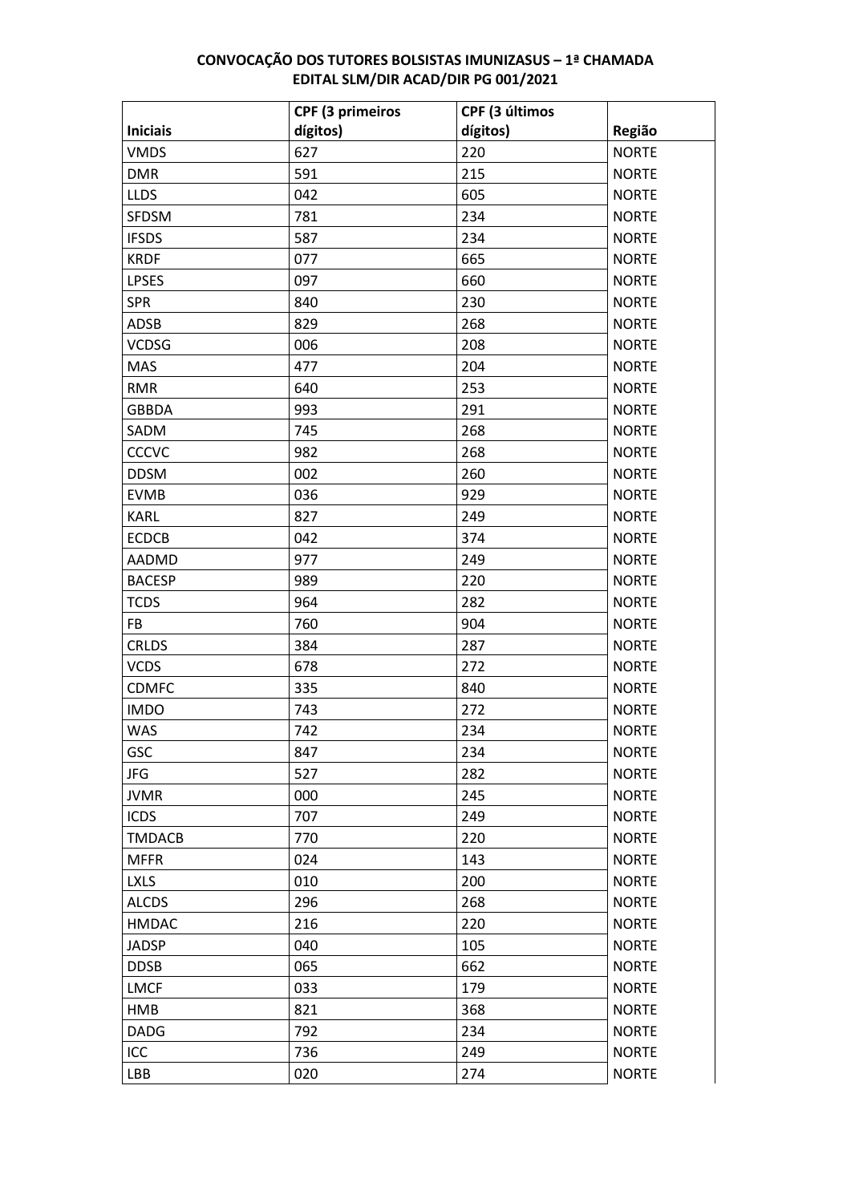**CONVOCAÇÃO DOS TUTORES BOLSISTAS IMUNIZASUS – 1ª CHAMADA**
**EDITAL SLM/DIR ACAD/DIR PG 001/2021**

| Iniciais | CPF (3 primeiros dígitos) | CPF (3 últimos dígitos) | Região |
|---|---|---|---|
| VMDS | 627 | 220 | NORTE |
| DMR | 591 | 215 | NORTE |
| LLDS | 042 | 605 | NORTE |
| SFDSM | 781 | 234 | NORTE |
| IFSDS | 587 | 234 | NORTE |
| KRDF | 077 | 665 | NORTE |
| LPSES | 097 | 660 | NORTE |
| SPR | 840 | 230 | NORTE |
| ADSB | 829 | 268 | NORTE |
| VCDSG | 006 | 208 | NORTE |
| MAS | 477 | 204 | NORTE |
| RMR | 640 | 253 | NORTE |
| GBBDA | 993 | 291 | NORTE |
| SADM | 745 | 268 | NORTE |
| CCCVC | 982 | 268 | NORTE |
| DDSM | 002 | 260 | NORTE |
| EVMB | 036 | 929 | NORTE |
| KARL | 827 | 249 | NORTE |
| ECDCB | 042 | 374 | NORTE |
| AADMD | 977 | 249 | NORTE |
| BACESP | 989 | 220 | NORTE |
| TCDS | 964 | 282 | NORTE |
| FB | 760 | 904 | NORTE |
| CRLDS | 384 | 287 | NORTE |
| VCDS | 678 | 272 | NORTE |
| CDMFC | 335 | 840 | NORTE |
| IMDO | 743 | 272 | NORTE |
| WAS | 742 | 234 | NORTE |
| GSC | 847 | 234 | NORTE |
| JFG | 527 | 282 | NORTE |
| JVMR | 000 | 245 | NORTE |
| ICDS | 707 | 249 | NORTE |
| TMDACB | 770 | 220 | NORTE |
| MFFR | 024 | 143 | NORTE |
| LXLS | 010 | 200 | NORTE |
| ALCDS | 296 | 268 | NORTE |
| HMDAC | 216 | 220 | NORTE |
| JADSP | 040 | 105 | NORTE |
| DDSB | 065 | 662 | NORTE |
| LMCF | 033 | 179 | NORTE |
| HMB | 821 | 368 | NORTE |
| DADG | 792 | 234 | NORTE |
| ICC | 736 | 249 | NORTE |
| LBB | 020 | 274 | NORTE |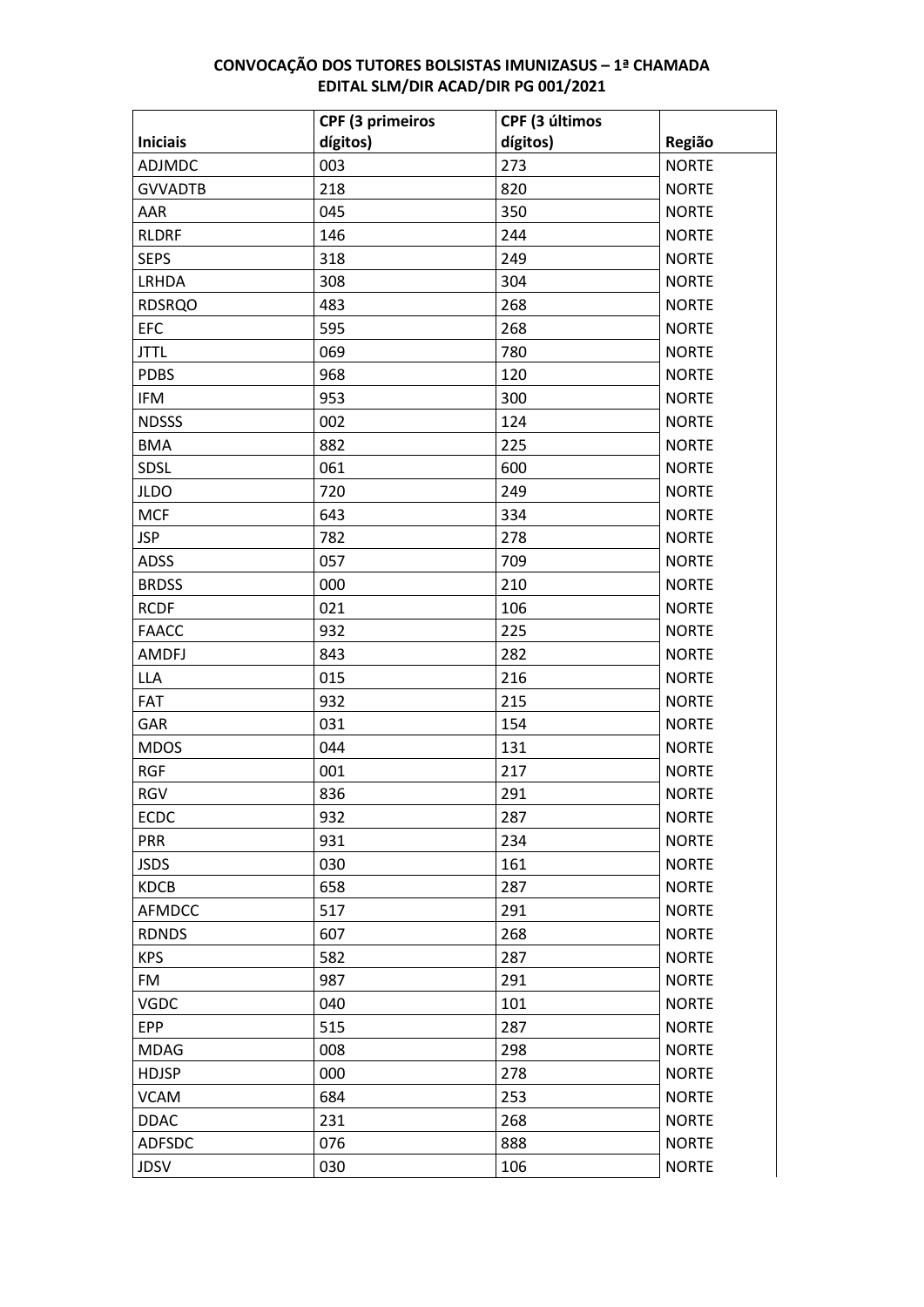**CONVOCAÇÃO DOS TUTORES BOLSISTAS IMUNIZASUS – 1ª CHAMADA**
**EDITAL SLM/DIR ACAD/DIR PG 001/2021**

| Iniciais | CPF (3 primeiros dígitos) | CPF (3 últimos dígitos) | Região |
|---|---|---|---|
| ADJMDC | 003 | 273 | NORTE |
| GVVADTB | 218 | 820 | NORTE |
| AAR | 045 | 350 | NORTE |
| RLDRF | 146 | 244 | NORTE |
| SEPS | 318 | 249 | NORTE |
| LRHDA | 308 | 304 | NORTE |
| RDSRQO | 483 | 268 | NORTE |
| EFC | 595 | 268 | NORTE |
| JTTL | 069 | 780 | NORTE |
| PDBS | 968 | 120 | NORTE |
| IFM | 953 | 300 | NORTE |
| NDSSS | 002 | 124 | NORTE |
| BMA | 882 | 225 | NORTE |
| SDSL | 061 | 600 | NORTE |
| JLDO | 720 | 249 | NORTE |
| MCF | 643 | 334 | NORTE |
| JSP | 782 | 278 | NORTE |
| ADSS | 057 | 709 | NORTE |
| BRDSS | 000 | 210 | NORTE |
| RCDF | 021 | 106 | NORTE |
| FAACC | 932 | 225 | NORTE |
| AMDFJ | 843 | 282 | NORTE |
| LLA | 015 | 216 | NORTE |
| FAT | 932 | 215 | NORTE |
| GAR | 031 | 154 | NORTE |
| MDOS | 044 | 131 | NORTE |
| RGF | 001 | 217 | NORTE |
| RGV | 836 | 291 | NORTE |
| ECDC | 932 | 287 | NORTE |
| PRR | 931 | 234 | NORTE |
| JSDS | 030 | 161 | NORTE |
| KDCB | 658 | 287 | NORTE |
| AFMDCC | 517 | 291 | NORTE |
| RDNDS | 607 | 268 | NORTE |
| KPS | 582 | 287 | NORTE |
| FM | 987 | 291 | NORTE |
| VGDC | 040 | 101 | NORTE |
| EPP | 515 | 287 | NORTE |
| MDAG | 008 | 298 | NORTE |
| HDJSP | 000 | 278 | NORTE |
| VCAM | 684 | 253 | NORTE |
| DDAC | 231 | 268 | NORTE |
| ADFSDC | 076 | 888 | NORTE |
| JDSV | 030 | 106 | NORTE |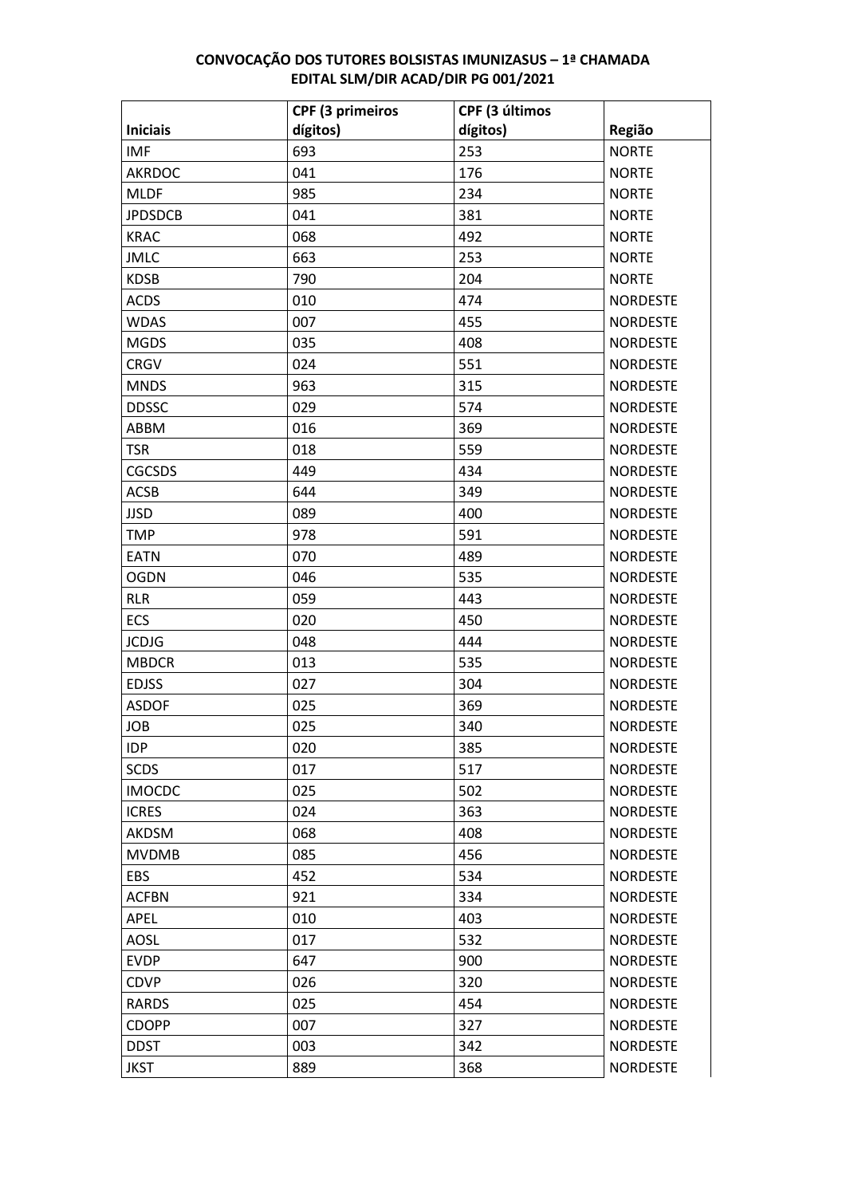**CONVOCAÇÃO DOS TUTORES BOLSISTAS IMUNIZASUS – 1ª CHAMADA**
**EDITAL SLM/DIR ACAD/DIR PG 001/2021**

| Iniciais | CPF (3 primeiros dígitos) | CPF (3 últimos dígitos) | Região |
|---|---|---|---|
| IMF | 693 | 253 | NORTE |
| AKRDOC | 041 | 176 | NORTE |
| MLDF | 985 | 234 | NORTE |
| JPDSDCB | 041 | 381 | NORTE |
| KRAC | 068 | 492 | NORTE |
| JMLC | 663 | 253 | NORTE |
| KDSB | 790 | 204 | NORTE |
| ACDS | 010 | 474 | NORDESTE |
| WDAS | 007 | 455 | NORDESTE |
| MGDS | 035 | 408 | NORDESTE |
| CRGV | 024 | 551 | NORDESTE |
| MNDS | 963 | 315 | NORDESTE |
| DDSSC | 029 | 574 | NORDESTE |
| ABBM | 016 | 369 | NORDESTE |
| TSR | 018 | 559 | NORDESTE |
| CGCSDS | 449 | 434 | NORDESTE |
| ACSB | 644 | 349 | NORDESTE |
| JJSD | 089 | 400 | NORDESTE |
| TMP | 978 | 591 | NORDESTE |
| EATN | 070 | 489 | NORDESTE |
| OGDN | 046 | 535 | NORDESTE |
| RLR | 059 | 443 | NORDESTE |
| ECS | 020 | 450 | NORDESTE |
| JCDJG | 048 | 444 | NORDESTE |
| MBDCR | 013 | 535 | NORDESTE |
| EDJSS | 027 | 304 | NORDESTE |
| ASDOF | 025 | 369 | NORDESTE |
| JOB | 025 | 340 | NORDESTE |
| IDP | 020 | 385 | NORDESTE |
| SCDS | 017 | 517 | NORDESTE |
| IMOCDC | 025 | 502 | NORDESTE |
| ICRES | 024 | 363 | NORDESTE |
| AKDSM | 068 | 408 | NORDESTE |
| MVDMB | 085 | 456 | NORDESTE |
| EBS | 452 | 534 | NORDESTE |
| ACFBN | 921 | 334 | NORDESTE |
| APEL | 010 | 403 | NORDESTE |
| AOSL | 017 | 532 | NORDESTE |
| EVDP | 647 | 900 | NORDESTE |
| CDVP | 026 | 320 | NORDESTE |
| RARDS | 025 | 454 | NORDESTE |
| CDOPP | 007 | 327 | NORDESTE |
| DDST | 003 | 342 | NORDESTE |
| JKST | 889 | 368 | NORDESTE |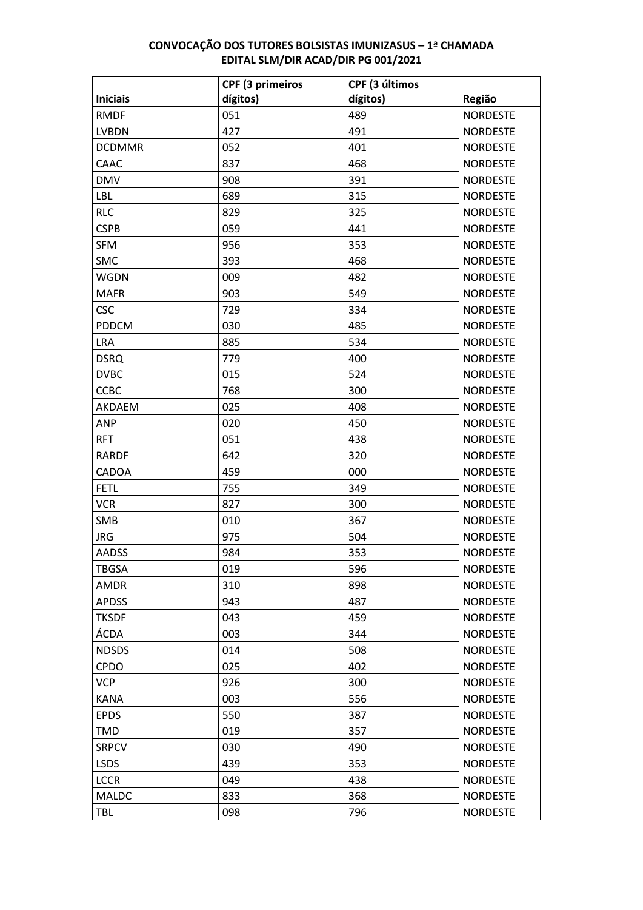**CONVOCAÇÃO DOS TUTORES BOLSISTAS IMUNIZASUS – 1ª CHAMADA**
**EDITAL SLM/DIR ACAD/DIR PG 001/2021**

| Iniciais | CPF (3 primeiros dígitos) | CPF (3 últimos dígitos) | Região |
|---|---|---|---|
| RMDF | 051 | 489 | NORDESTE |
| LVBDN | 427 | 491 | NORDESTE |
| DCDMMR | 052 | 401 | NORDESTE |
| CAAC | 837 | 468 | NORDESTE |
| DMV | 908 | 391 | NORDESTE |
| LBL | 689 | 315 | NORDESTE |
| RLC | 829 | 325 | NORDESTE |
| CSPB | 059 | 441 | NORDESTE |
| SFM | 956 | 353 | NORDESTE |
| SMC | 393 | 468 | NORDESTE |
| WGDN | 009 | 482 | NORDESTE |
| MAFR | 903 | 549 | NORDESTE |
| CSC | 729 | 334 | NORDESTE |
| PDDCM | 030 | 485 | NORDESTE |
| LRA | 885 | 534 | NORDESTE |
| DSRQ | 779 | 400 | NORDESTE |
| DVBC | 015 | 524 | NORDESTE |
| CCBC | 768 | 300 | NORDESTE |
| AKDAEM | 025 | 408 | NORDESTE |
| ANP | 020 | 450 | NORDESTE |
| RFT | 051 | 438 | NORDESTE |
| RARDF | 642 | 320 | NORDESTE |
| CADOA | 459 | 000 | NORDESTE |
| FETL | 755 | 349 | NORDESTE |
| VCR | 827 | 300 | NORDESTE |
| SMB | 010 | 367 | NORDESTE |
| JRG | 975 | 504 | NORDESTE |
| AADSS | 984 | 353 | NORDESTE |
| TBGSA | 019 | 596 | NORDESTE |
| AMDR | 310 | 898 | NORDESTE |
| APDSS | 943 | 487 | NORDESTE |
| TKSDF | 043 | 459 | NORDESTE |
| ÁCDA | 003 | 344 | NORDESTE |
| NDSDS | 014 | 508 | NORDESTE |
| CPDO | 025 | 402 | NORDESTE |
| VCP | 926 | 300 | NORDESTE |
| KANA | 003 | 556 | NORDESTE |
| EPDS | 550 | 387 | NORDESTE |
| TMD | 019 | 357 | NORDESTE |
| SRPCV | 030 | 490 | NORDESTE |
| LSDS | 439 | 353 | NORDESTE |
| LCCR | 049 | 438 | NORDESTE |
| MALDC | 833 | 368 | NORDESTE |
| TBL | 098 | 796 | NORDESTE |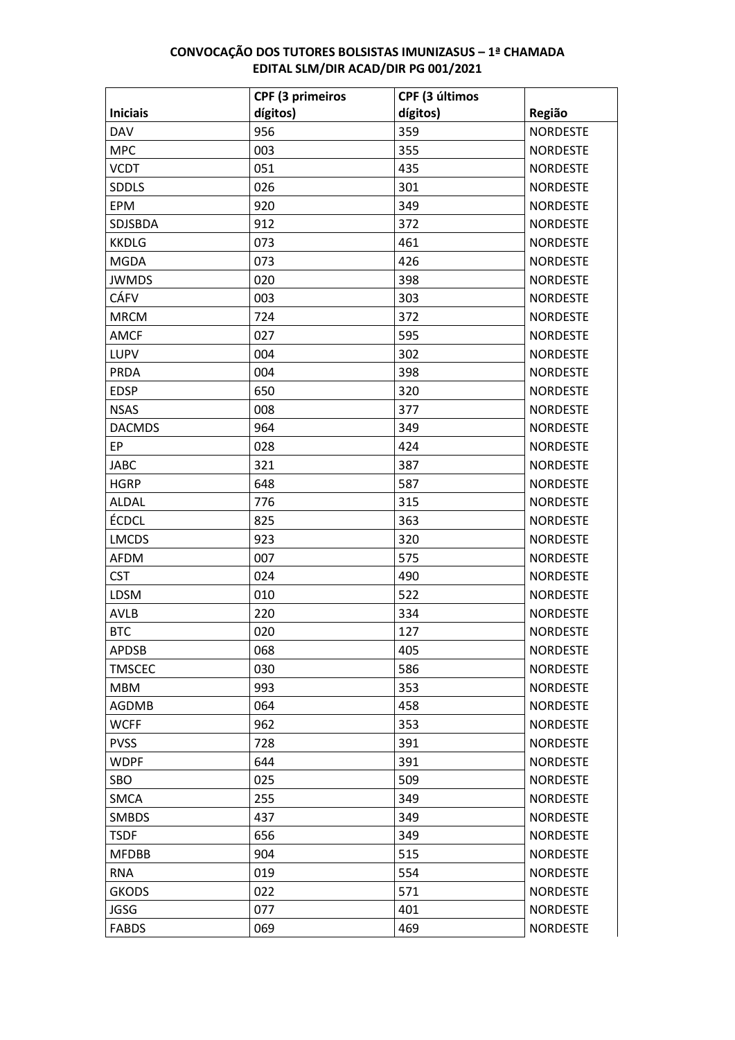**CONVOCAÇÃO DOS TUTORES BOLSISTAS IMUNIZASUS – 1ª CHAMADA**
**EDITAL SLM/DIR ACAD/DIR PG 001/2021**

| Iniciais | CPF (3 primeiros dígitos) | CPF (3 últimos dígitos) | Região |
|---|---|---|---|
| DAV | 956 | 359 | NORDESTE |
| MPC | 003 | 355 | NORDESTE |
| VCDT | 051 | 435 | NORDESTE |
| SDDLS | 026 | 301 | NORDESTE |
| EPM | 920 | 349 | NORDESTE |
| SDJSBDA | 912 | 372 | NORDESTE |
| KKDLG | 073 | 461 | NORDESTE |
| MGDA | 073 | 426 | NORDESTE |
| JWMDS | 020 | 398 | NORDESTE |
| CÁFV | 003 | 303 | NORDESTE |
| MRCM | 724 | 372 | NORDESTE |
| AMCF | 027 | 595 | NORDESTE |
| LUPV | 004 | 302 | NORDESTE |
| PRDA | 004 | 398 | NORDESTE |
| EDSP | 650 | 320 | NORDESTE |
| NSAS | 008 | 377 | NORDESTE |
| DACMDS | 964 | 349 | NORDESTE |
| EP | 028 | 424 | NORDESTE |
| JABC | 321 | 387 | NORDESTE |
| HGRP | 648 | 587 | NORDESTE |
| ALDAL | 776 | 315 | NORDESTE |
| ÉCDCL | 825 | 363 | NORDESTE |
| LMCDS | 923 | 320 | NORDESTE |
| AFDM | 007 | 575 | NORDESTE |
| CST | 024 | 490 | NORDESTE |
| LDSM | 010 | 522 | NORDESTE |
| AVLB | 220 | 334 | NORDESTE |
| BTC | 020 | 127 | NORDESTE |
| APDSB | 068 | 405 | NORDESTE |
| TMSCEC | 030 | 586 | NORDESTE |
| MBM | 993 | 353 | NORDESTE |
| AGDMB | 064 | 458 | NORDESTE |
| WCFF | 962 | 353 | NORDESTE |
| PVSS | 728 | 391 | NORDESTE |
| WDPF | 644 | 391 | NORDESTE |
| SBO | 025 | 509 | NORDESTE |
| SMCA | 255 | 349 | NORDESTE |
| SMBDS | 437 | 349 | NORDESTE |
| TSDF | 656 | 349 | NORDESTE |
| MFDBB | 904 | 515 | NORDESTE |
| RNA | 019 | 554 | NORDESTE |
| GKODS | 022 | 571 | NORDESTE |
| JGSG | 077 | 401 | NORDESTE |
| FABDS | 069 | 469 | NORDESTE |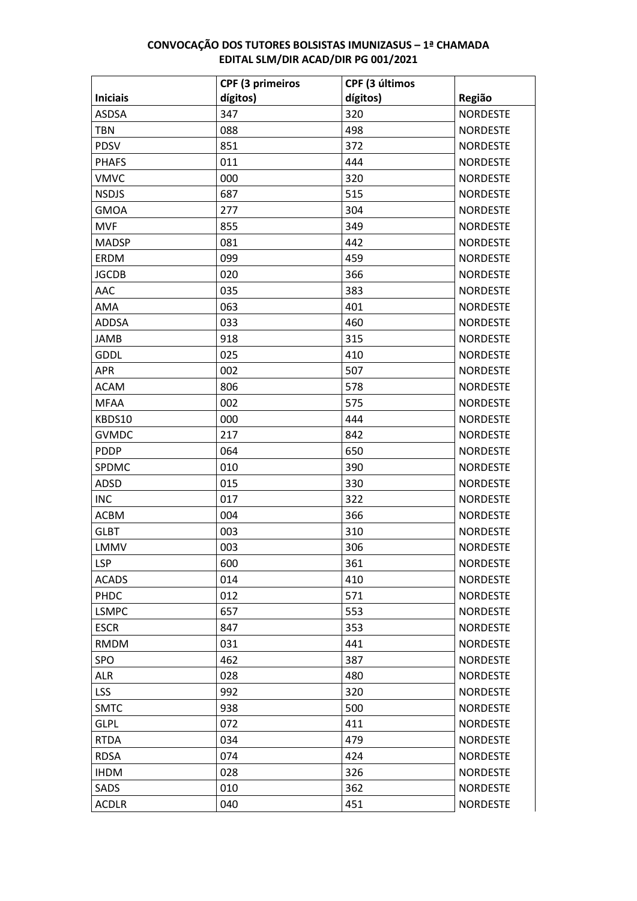**CONVOCAÇÃO DOS TUTORES BOLSISTAS IMUNIZASUS – 1ª CHAMADA**
**EDITAL SLM/DIR ACAD/DIR PG 001/2021**

| Iniciais | CPF (3 primeiros dígitos) | CPF (3 últimos dígitos) | Região |
|---|---|---|---|
| ASDSA | 347 | 320 | NORDESTE |
| TBN | 088 | 498 | NORDESTE |
| PDSV | 851 | 372 | NORDESTE |
| PHAFS | 011 | 444 | NORDESTE |
| VMVC | 000 | 320 | NORDESTE |
| NSDJS | 687 | 515 | NORDESTE |
| GMOA | 277 | 304 | NORDESTE |
| MVF | 855 | 349 | NORDESTE |
| MADSP | 081 | 442 | NORDESTE |
| ERDM | 099 | 459 | NORDESTE |
| JGCDB | 020 | 366 | NORDESTE |
| AAC | 035 | 383 | NORDESTE |
| AMA | 063 | 401 | NORDESTE |
| ADDSA | 033 | 460 | NORDESTE |
| JAMB | 918 | 315 | NORDESTE |
| GDDL | 025 | 410 | NORDESTE |
| APR | 002 | 507 | NORDESTE |
| ACAM | 806 | 578 | NORDESTE |
| MFAA | 002 | 575 | NORDESTE |
| KBDS10 | 000 | 444 | NORDESTE |
| GVMDC | 217 | 842 | NORDESTE |
| PDDP | 064 | 650 | NORDESTE |
| SPDMC | 010 | 390 | NORDESTE |
| ADSD | 015 | 330 | NORDESTE |
| INC | 017 | 322 | NORDESTE |
| ACBM | 004 | 366 | NORDESTE |
| GLBT | 003 | 310 | NORDESTE |
| LMMV | 003 | 306 | NORDESTE |
| LSP | 600 | 361 | NORDESTE |
| ACADS | 014 | 410 | NORDESTE |
| PHDC | 012 | 571 | NORDESTE |
| LSMPC | 657 | 553 | NORDESTE |
| ESCR | 847 | 353 | NORDESTE |
| RMDM | 031 | 441 | NORDESTE |
| SPO | 462 | 387 | NORDESTE |
| ALR | 028 | 480 | NORDESTE |
| LSS | 992 | 320 | NORDESTE |
| SMTC | 938 | 500 | NORDESTE |
| GLPL | 072 | 411 | NORDESTE |
| RTDA | 034 | 479 | NORDESTE |
| RDSA | 074 | 424 | NORDESTE |
| IHDM | 028 | 326 | NORDESTE |
| SADS | 010 | 362 | NORDESTE |
| ACDLR | 040 | 451 | NORDESTE |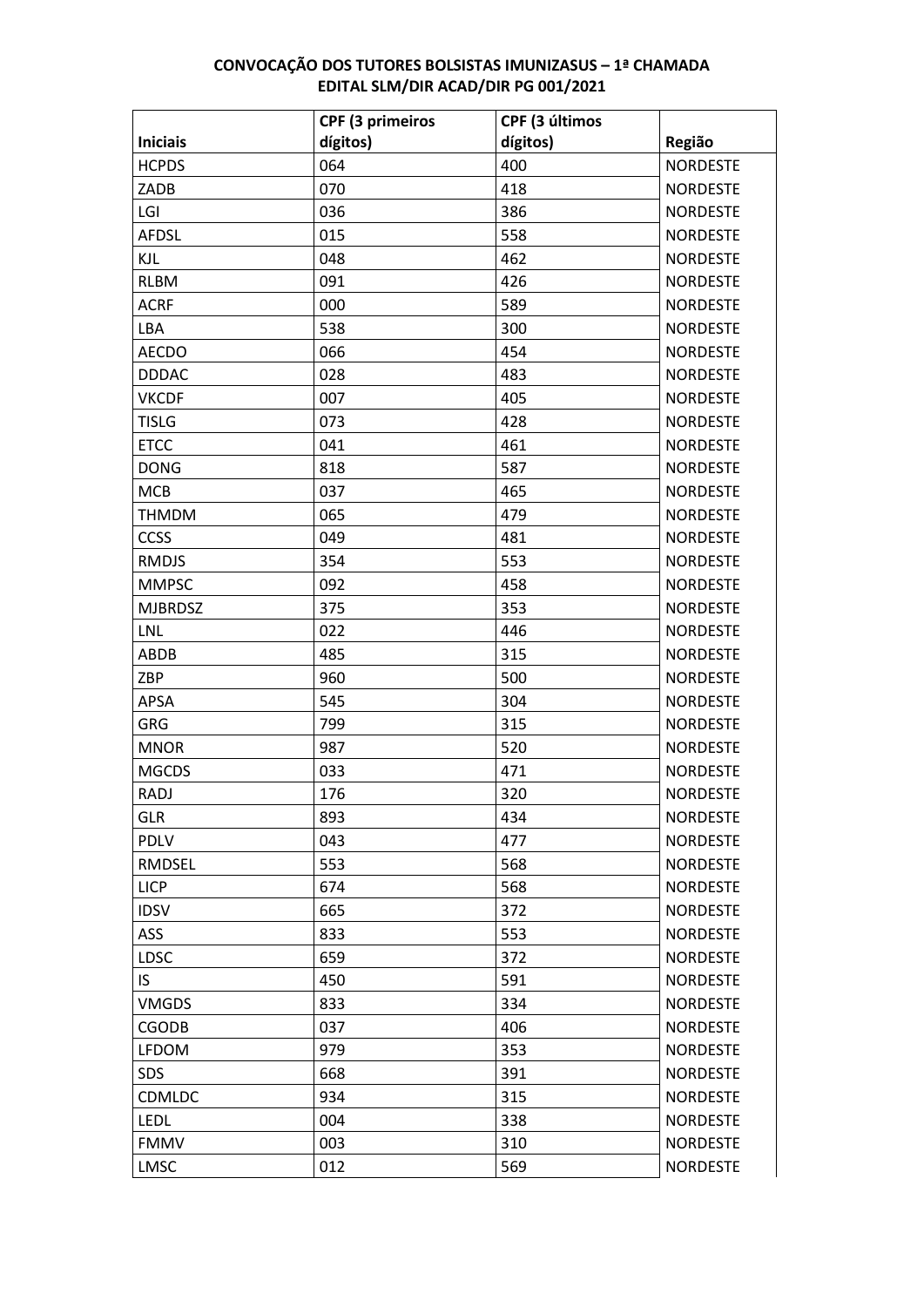**CONVOCAÇÃO DOS TUTORES BOLSISTAS IMUNIZASUS – 1ª CHAMADA**
**EDITAL SLM/DIR ACAD/DIR PG 001/2021**

| Iniciais | CPF (3 primeiros dígitos) | CPF (3 últimos dígitos) | Região |
|---|---|---|---|
| HCPDS | 064 | 400 | NORDESTE |
| ZADB | 070 | 418 | NORDESTE |
| LGI | 036 | 386 | NORDESTE |
| AFDSL | 015 | 558 | NORDESTE |
| KJL | 048 | 462 | NORDESTE |
| RLBM | 091 | 426 | NORDESTE |
| ACRF | 000 | 589 | NORDESTE |
| LBA | 538 | 300 | NORDESTE |
| AECDO | 066 | 454 | NORDESTE |
| DDDAC | 028 | 483 | NORDESTE |
| VKCDF | 007 | 405 | NORDESTE |
| TISLG | 073 | 428 | NORDESTE |
| ETCC | 041 | 461 | NORDESTE |
| DONG | 818 | 587 | NORDESTE |
| MCB | 037 | 465 | NORDESTE |
| THMDM | 065 | 479 | NORDESTE |
| CCSS | 049 | 481 | NORDESTE |
| RMDJS | 354 | 553 | NORDESTE |
| MMPSC | 092 | 458 | NORDESTE |
| MJBRDSZ | 375 | 353 | NORDESTE |
| LNL | 022 | 446 | NORDESTE |
| ABDB | 485 | 315 | NORDESTE |
| ZBP | 960 | 500 | NORDESTE |
| APSA | 545 | 304 | NORDESTE |
| GRG | 799 | 315 | NORDESTE |
| MNOR | 987 | 520 | NORDESTE |
| MGCDS | 033 | 471 | NORDESTE |
| RADJ | 176 | 320 | NORDESTE |
| GLR | 893 | 434 | NORDESTE |
| PDLV | 043 | 477 | NORDESTE |
| RMDSEL | 553 | 568 | NORDESTE |
| LICP | 674 | 568 | NORDESTE |
| IDSV | 665 | 372 | NORDESTE |
| ASS | 833 | 553 | NORDESTE |
| LDSC | 659 | 372 | NORDESTE |
| IS | 450 | 591 | NORDESTE |
| VMGDS | 833 | 334 | NORDESTE |
| CGODB | 037 | 406 | NORDESTE |
| LFDOM | 979 | 353 | NORDESTE |
| SDS | 668 | 391 | NORDESTE |
| CDMLDC | 934 | 315 | NORDESTE |
| LEDL | 004 | 338 | NORDESTE |
| FMMV | 003 | 310 | NORDESTE |
| LMSC | 012 | 569 | NORDESTE |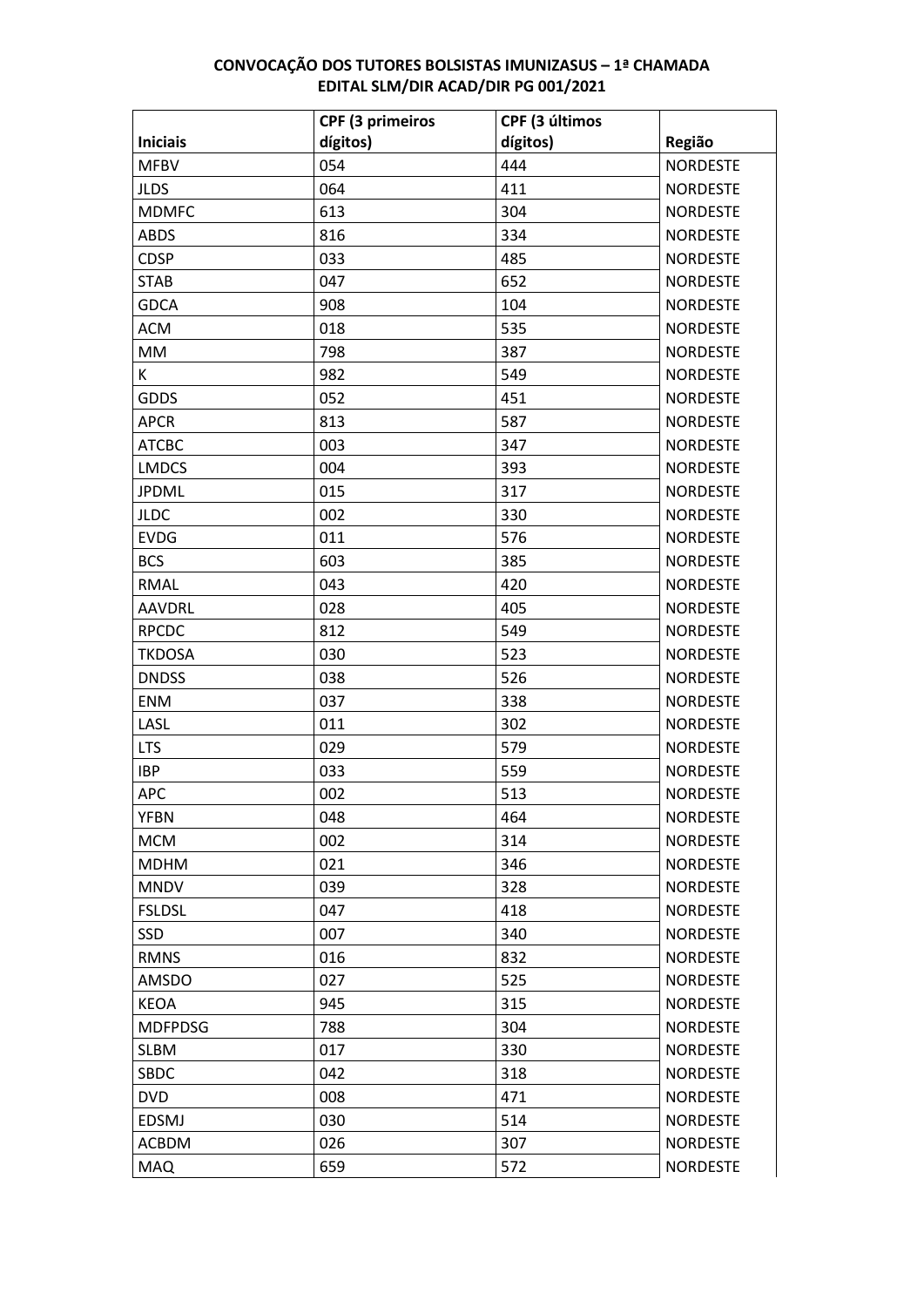**CONVOCAÇÃO DOS TUTORES BOLSISTAS IMUNIZASUS – 1ª CHAMADA**
**EDITAL SLM/DIR ACAD/DIR PG 001/2021**

| Iniciais | CPF (3 primeiros dígitos) | CPF (3 últimos dígitos) | Região |
|---|---|---|---|
| MFBV | 054 | 444 | NORDESTE |
| JLDS | 064 | 411 | NORDESTE |
| MDMFC | 613 | 304 | NORDESTE |
| ABDS | 816 | 334 | NORDESTE |
| CDSP | 033 | 485 | NORDESTE |
| STAB | 047 | 652 | NORDESTE |
| GDCA | 908 | 104 | NORDESTE |
| ACM | 018 | 535 | NORDESTE |
| MM | 798 | 387 | NORDESTE |
| K | 982 | 549 | NORDESTE |
| GDDS | 052 | 451 | NORDESTE |
| APCR | 813 | 587 | NORDESTE |
| ATCBC | 003 | 347 | NORDESTE |
| LMDCS | 004 | 393 | NORDESTE |
| JPDML | 015 | 317 | NORDESTE |
| JLDC | 002 | 330 | NORDESTE |
| EVDG | 011 | 576 | NORDESTE |
| BCS | 603 | 385 | NORDESTE |
| RMAL | 043 | 420 | NORDESTE |
| AAVDRL | 028 | 405 | NORDESTE |
| RPCDC | 812 | 549 | NORDESTE |
| TKDOSA | 030 | 523 | NORDESTE |
| DNDSS | 038 | 526 | NORDESTE |
| ENM | 037 | 338 | NORDESTE |
| LASL | 011 | 302 | NORDESTE |
| LTS | 029 | 579 | NORDESTE |
| IBP | 033 | 559 | NORDESTE |
| APC | 002 | 513 | NORDESTE |
| YFBN | 048 | 464 | NORDESTE |
| MCM | 002 | 314 | NORDESTE |
| MDHM | 021 | 346 | NORDESTE |
| MNDV | 039 | 328 | NORDESTE |
| FSLDSL | 047 | 418 | NORDESTE |
| SSD | 007 | 340 | NORDESTE |
| RMNS | 016 | 832 | NORDESTE |
| AMSDO | 027 | 525 | NORDESTE |
| KEOA | 945 | 315 | NORDESTE |
| MDFPDSG | 788 | 304 | NORDESTE |
| SLBM | 017 | 330 | NORDESTE |
| SBDC | 042 | 318 | NORDESTE |
| DVD | 008 | 471 | NORDESTE |
| EDSMJ | 030 | 514 | NORDESTE |
| ACBDM | 026 | 307 | NORDESTE |
| MAQ | 659 | 572 | NORDESTE |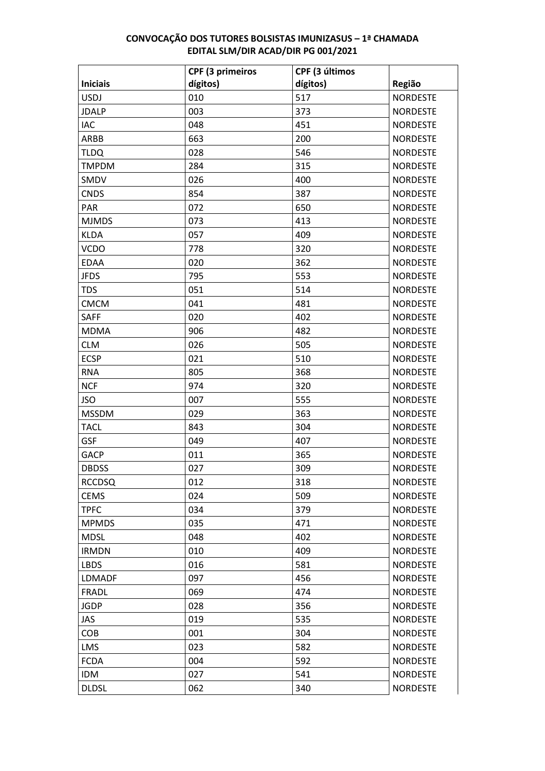**CONVOCAÇÃO DOS TUTORES BOLSISTAS IMUNIZASUS – 1ª CHAMADA**
**EDITAL SLM/DIR ACAD/DIR PG 001/2021**

| Iniciais | CPF (3 primeiros dígitos) | CPF (3 últimos dígitos) | Região |
|---|---|---|---|
| USDJ | 010 | 517 | NORDESTE |
| JDALP | 003 | 373 | NORDESTE |
| IAC | 048 | 451 | NORDESTE |
| ARBB | 663 | 200 | NORDESTE |
| TLDQ | 028 | 546 | NORDESTE |
| TMPDM | 284 | 315 | NORDESTE |
| SMDV | 026 | 400 | NORDESTE |
| CNDS | 854 | 387 | NORDESTE |
| PAR | 072 | 650 | NORDESTE |
| MJMDS | 073 | 413 | NORDESTE |
| KLDA | 057 | 409 | NORDESTE |
| VCDO | 778 | 320 | NORDESTE |
| EDAA | 020 | 362 | NORDESTE |
| JFDS | 795 | 553 | NORDESTE |
| TDS | 051 | 514 | NORDESTE |
| CMCM | 041 | 481 | NORDESTE |
| SAFF | 020 | 402 | NORDESTE |
| MDMA | 906 | 482 | NORDESTE |
| CLM | 026 | 505 | NORDESTE |
| ECSP | 021 | 510 | NORDESTE |
| RNA | 805 | 368 | NORDESTE |
| NCF | 974 | 320 | NORDESTE |
| JSO | 007 | 555 | NORDESTE |
| MSSDM | 029 | 363 | NORDESTE |
| TACL | 843 | 304 | NORDESTE |
| GSF | 049 | 407 | NORDESTE |
| GACP | 011 | 365 | NORDESTE |
| DBDSS | 027 | 309 | NORDESTE |
| RCCDSQ | 012 | 318 | NORDESTE |
| CEMS | 024 | 509 | NORDESTE |
| TPFC | 034 | 379 | NORDESTE |
| MPMDS | 035 | 471 | NORDESTE |
| MDSL | 048 | 402 | NORDESTE |
| IRMDN | 010 | 409 | NORDESTE |
| LBDS | 016 | 581 | NORDESTE |
| LDMADF | 097 | 456 | NORDESTE |
| FRADL | 069 | 474 | NORDESTE |
| JGDP | 028 | 356 | NORDESTE |
| JAS | 019 | 535 | NORDESTE |
| COB | 001 | 304 | NORDESTE |
| LMS | 023 | 582 | NORDESTE |
| FCDA | 004 | 592 | NORDESTE |
| IDM | 027 | 541 | NORDESTE |
| DLDSL | 062 | 340 | NORDESTE |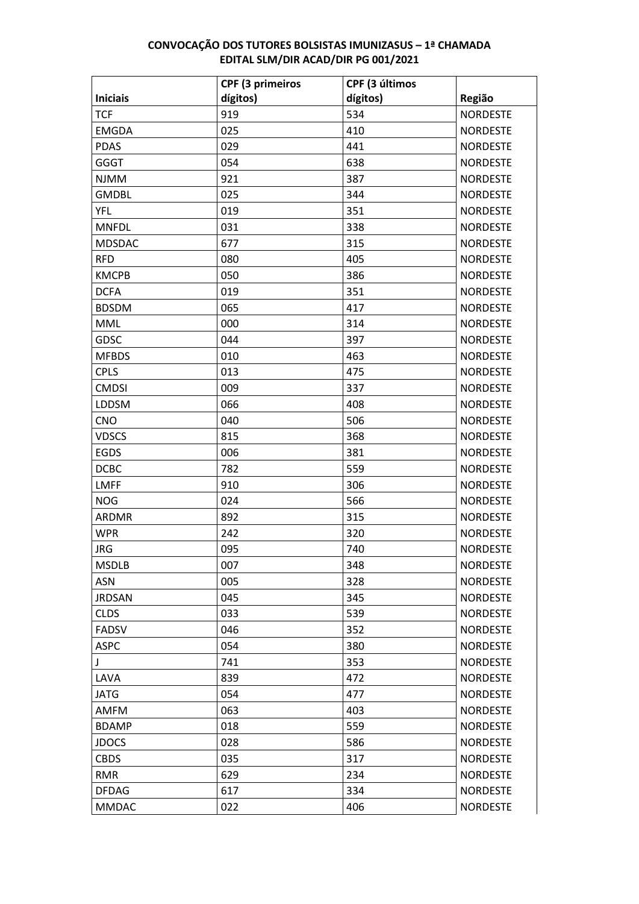**CONVOCAÇÃO DOS TUTORES BOLSISTAS IMUNIZASUS – 1ª CHAMADA**
**EDITAL SLM/DIR ACAD/DIR PG 001/2021**

| Iniciais | CPF (3 primeiros dígitos) | CPF (3 últimos dígitos) | Região |
|---|---|---|---|
| TCF | 919 | 534 | NORDESTE |
| EMGDA | 025 | 410 | NORDESTE |
| PDAS | 029 | 441 | NORDESTE |
| GGGT | 054 | 638 | NORDESTE |
| NJMM | 921 | 387 | NORDESTE |
| GMDBL | 025 | 344 | NORDESTE |
| YFL | 019 | 351 | NORDESTE |
| MNFDL | 031 | 338 | NORDESTE |
| MDSDAC | 677 | 315 | NORDESTE |
| RFD | 080 | 405 | NORDESTE |
| KMCPB | 050 | 386 | NORDESTE |
| DCFA | 019 | 351 | NORDESTE |
| BDSDM | 065 | 417 | NORDESTE |
| MML | 000 | 314 | NORDESTE |
| GDSC | 044 | 397 | NORDESTE |
| MFBDS | 010 | 463 | NORDESTE |
| CPLS | 013 | 475 | NORDESTE |
| CMDSI | 009 | 337 | NORDESTE |
| LDDSM | 066 | 408 | NORDESTE |
| CNO | 040 | 506 | NORDESTE |
| VDSCS | 815 | 368 | NORDESTE |
| EGDS | 006 | 381 | NORDESTE |
| DCBC | 782 | 559 | NORDESTE |
| LMFF | 910 | 306 | NORDESTE |
| NOG | 024 | 566 | NORDESTE |
| ARDMR | 892 | 315 | NORDESTE |
| WPR | 242 | 320 | NORDESTE |
| JRG | 095 | 740 | NORDESTE |
| MSDLB | 007 | 348 | NORDESTE |
| ASN | 005 | 328 | NORDESTE |
| JRDSAN | 045 | 345 | NORDESTE |
| CLDS | 033 | 539 | NORDESTE |
| FADSV | 046 | 352 | NORDESTE |
| ASPC | 054 | 380 | NORDESTE |
| J | 741 | 353 | NORDESTE |
| LAVA | 839 | 472 | NORDESTE |
| JATG | 054 | 477 | NORDESTE |
| AMFM | 063 | 403 | NORDESTE |
| BDAMP | 018 | 559 | NORDESTE |
| JDOCS | 028 | 586 | NORDESTE |
| CBDS | 035 | 317 | NORDESTE |
| RMR | 629 | 234 | NORDESTE |
| DFDAG | 617 | 334 | NORDESTE |
| MMDAC | 022 | 406 | NORDESTE |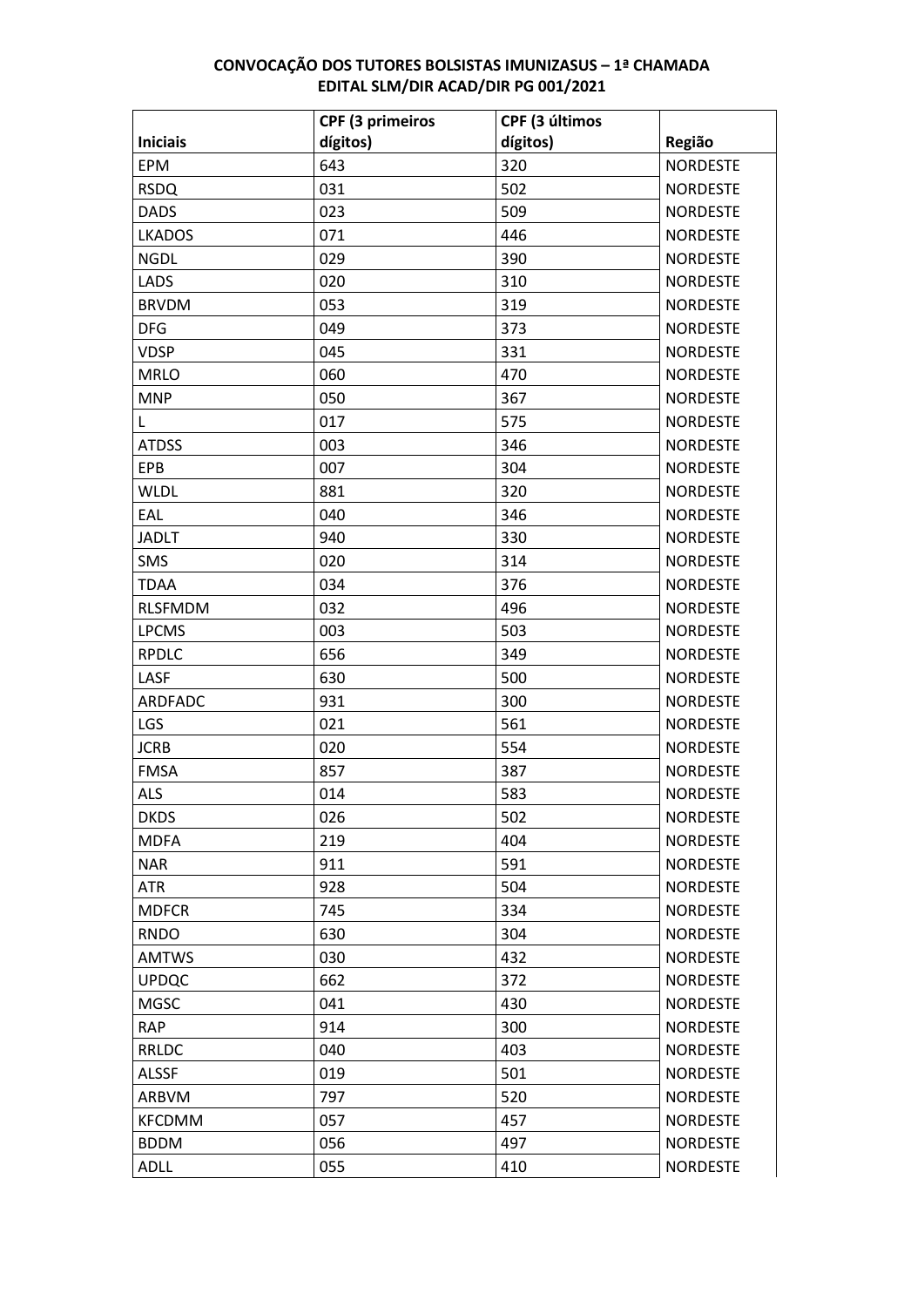**CONVOCAÇÃO DOS TUTORES BOLSISTAS IMUNIZASUS – 1ª CHAMADA**
**EDITAL SLM/DIR ACAD/DIR PG 001/2021**

| Iniciais | CPF (3 primeiros dígitos) | CPF (3 últimos dígitos) | Região |
|---|---|---|---|
| EPM | 643 | 320 | NORDESTE |
| RSDQ | 031 | 502 | NORDESTE |
| DADS | 023 | 509 | NORDESTE |
| LKADOS | 071 | 446 | NORDESTE |
| NGDL | 029 | 390 | NORDESTE |
| LADS | 020 | 310 | NORDESTE |
| BRVDM | 053 | 319 | NORDESTE |
| DFG | 049 | 373 | NORDESTE |
| VDSP | 045 | 331 | NORDESTE |
| MRLO | 060 | 470 | NORDESTE |
| MNP | 050 | 367 | NORDESTE |
| L | 017 | 575 | NORDESTE |
| ATDSS | 003 | 346 | NORDESTE |
| EPB | 007 | 304 | NORDESTE |
| WLDL | 881 | 320 | NORDESTE |
| EAL | 040 | 346 | NORDESTE |
| JADLT | 940 | 330 | NORDESTE |
| SMS | 020 | 314 | NORDESTE |
| TDAA | 034 | 376 | NORDESTE |
| RLSFMDM | 032 | 496 | NORDESTE |
| LPCMS | 003 | 503 | NORDESTE |
| RPDLC | 656 | 349 | NORDESTE |
| LASF | 630 | 500 | NORDESTE |
| ARDFADC | 931 | 300 | NORDESTE |
| LGS | 021 | 561 | NORDESTE |
| JCRB | 020 | 554 | NORDESTE |
| FMSA | 857 | 387 | NORDESTE |
| ALS | 014 | 583 | NORDESTE |
| DKDS | 026 | 502 | NORDESTE |
| MDFA | 219 | 404 | NORDESTE |
| NAR | 911 | 591 | NORDESTE |
| ATR | 928 | 504 | NORDESTE |
| MDFCR | 745 | 334 | NORDESTE |
| RNDO | 630 | 304 | NORDESTE |
| AMTWS | 030 | 432 | NORDESTE |
| UPDQC | 662 | 372 | NORDESTE |
| MGSC | 041 | 430 | NORDESTE |
| RAP | 914 | 300 | NORDESTE |
| RRLDC | 040 | 403 | NORDESTE |
| ALSSF | 019 | 501 | NORDESTE |
| ARBVM | 797 | 520 | NORDESTE |
| KFCDMM | 057 | 457 | NORDESTE |
| BDDM | 056 | 497 | NORDESTE |
| ADLL | 055 | 410 | NORDESTE |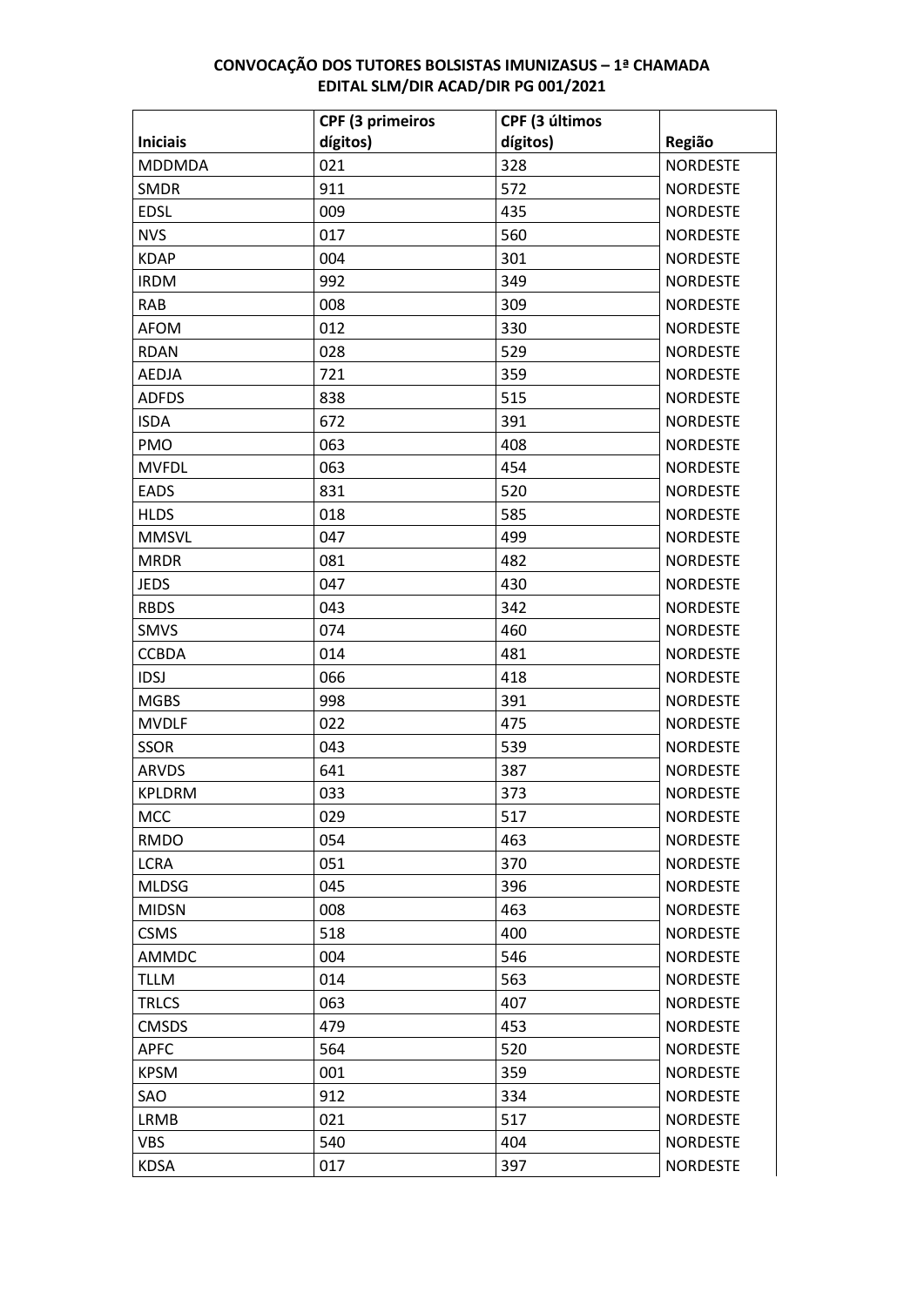**CONVOCAÇÃO DOS TUTORES BOLSISTAS IMUNIZASUS – 1ª CHAMADA**
**EDITAL SLM/DIR ACAD/DIR PG 001/2021**

| Iniciais | CPF (3 primeiros dígitos) | CPF (3 últimos dígitos) | Região |
|---|---|---|---|
| MDDMDA | 021 | 328 | NORDESTE |
| SMDR | 911 | 572 | NORDESTE |
| EDSL | 009 | 435 | NORDESTE |
| NVS | 017 | 560 | NORDESTE |
| KDAP | 004 | 301 | NORDESTE |
| IRDM | 992 | 349 | NORDESTE |
| RAB | 008 | 309 | NORDESTE |
| AFOM | 012 | 330 | NORDESTE |
| RDAN | 028 | 529 | NORDESTE |
| AEDJA | 721 | 359 | NORDESTE |
| ADFDS | 838 | 515 | NORDESTE |
| ISDA | 672 | 391 | NORDESTE |
| PMO | 063 | 408 | NORDESTE |
| MVFDL | 063 | 454 | NORDESTE |
| EADS | 831 | 520 | NORDESTE |
| HLDS | 018 | 585 | NORDESTE |
| MMSVL | 047 | 499 | NORDESTE |
| MRDR | 081 | 482 | NORDESTE |
| JEDS | 047 | 430 | NORDESTE |
| RBDS | 043 | 342 | NORDESTE |
| SMVS | 074 | 460 | NORDESTE |
| CCBDA | 014 | 481 | NORDESTE |
| IDSJ | 066 | 418 | NORDESTE |
| MGBS | 998 | 391 | NORDESTE |
| MVDLF | 022 | 475 | NORDESTE |
| SSOR | 043 | 539 | NORDESTE |
| ARVDS | 641 | 387 | NORDESTE |
| KPLDRM | 033 | 373 | NORDESTE |
| MCC | 029 | 517 | NORDESTE |
| RMDO | 054 | 463 | NORDESTE |
| LCRA | 051 | 370 | NORDESTE |
| MLDSG | 045 | 396 | NORDESTE |
| MIDSN | 008 | 463 | NORDESTE |
| CSMS | 518 | 400 | NORDESTE |
| AMMDC | 004 | 546 | NORDESTE |
| TLLM | 014 | 563 | NORDESTE |
| TRLCS | 063 | 407 | NORDESTE |
| CMSDS | 479 | 453 | NORDESTE |
| APFC | 564 | 520 | NORDESTE |
| KPSM | 001 | 359 | NORDESTE |
| SAO | 912 | 334 | NORDESTE |
| LRMB | 021 | 517 | NORDESTE |
| VBS | 540 | 404 | NORDESTE |
| KDSA | 017 | 397 | NORDESTE |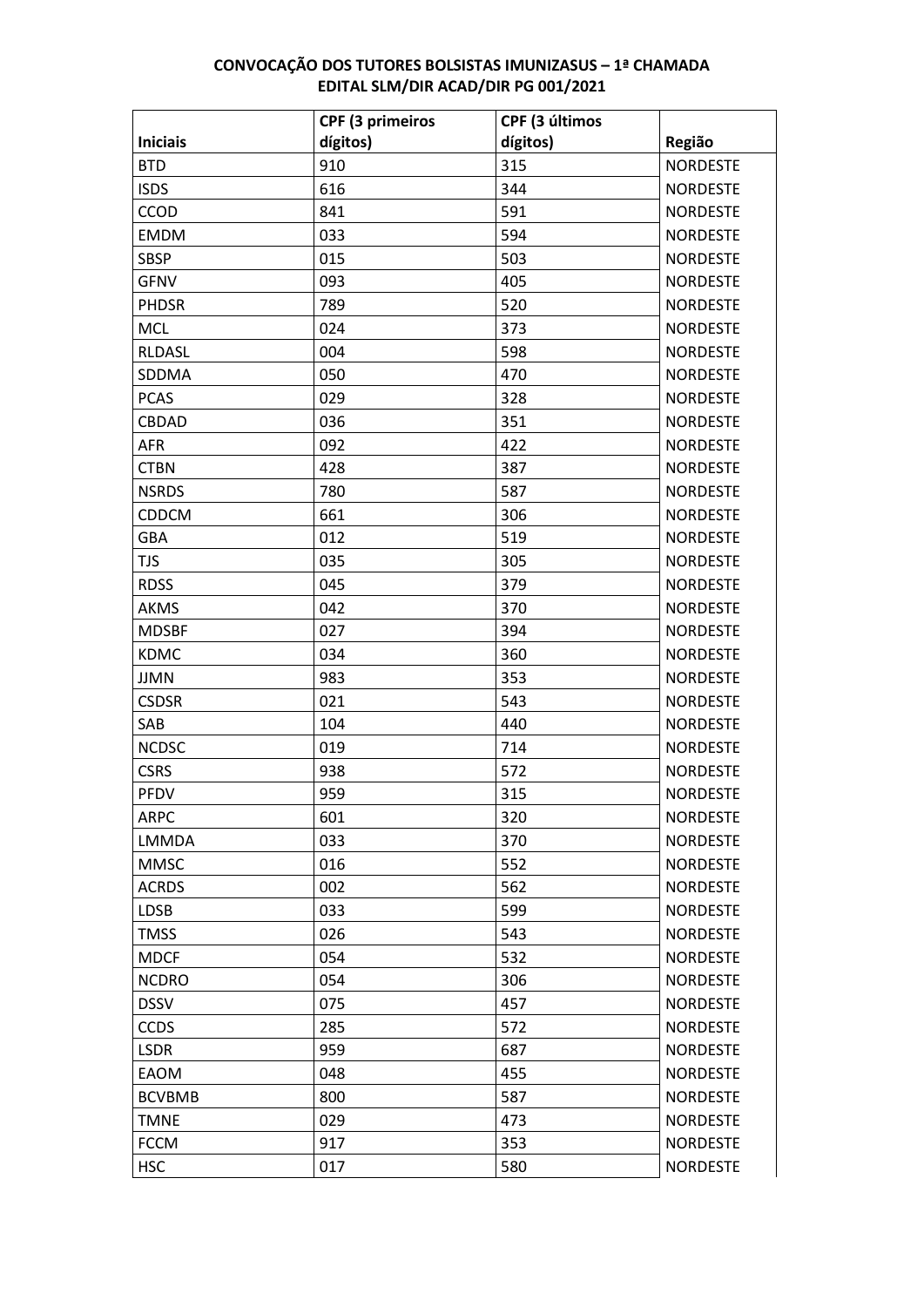**CONVOCAÇÃO DOS TUTORES BOLSISTAS IMUNIZASUS – 1ª CHAMADA**
**EDITAL SLM/DIR ACAD/DIR PG 001/2021**

| Iniciais | CPF (3 primeiros dígitos) | CPF (3 últimos dígitos) | Região |
|---|---|---|---|
| BTD | 910 | 315 | NORDESTE |
| ISDS | 616 | 344 | NORDESTE |
| CCOD | 841 | 591 | NORDESTE |
| EMDM | 033 | 594 | NORDESTE |
| SBSP | 015 | 503 | NORDESTE |
| GFNV | 093 | 405 | NORDESTE |
| PHDSR | 789 | 520 | NORDESTE |
| MCL | 024 | 373 | NORDESTE |
| RLDASL | 004 | 598 | NORDESTE |
| SDDMA | 050 | 470 | NORDESTE |
| PCAS | 029 | 328 | NORDESTE |
| CBDAD | 036 | 351 | NORDESTE |
| AFR | 092 | 422 | NORDESTE |
| CTBN | 428 | 387 | NORDESTE |
| NSRDS | 780 | 587 | NORDESTE |
| CDDCM | 661 | 306 | NORDESTE |
| GBA | 012 | 519 | NORDESTE |
| TJS | 035 | 305 | NORDESTE |
| RDSS | 045 | 379 | NORDESTE |
| AKMS | 042 | 370 | NORDESTE |
| MDSBF | 027 | 394 | NORDESTE |
| KDMC | 034 | 360 | NORDESTE |
| JJMN | 983 | 353 | NORDESTE |
| CSDSR | 021 | 543 | NORDESTE |
| SAB | 104 | 440 | NORDESTE |
| NCDSC | 019 | 714 | NORDESTE |
| CSRS | 938 | 572 | NORDESTE |
| PFDV | 959 | 315 | NORDESTE |
| ARPC | 601 | 320 | NORDESTE |
| LMMDA | 033 | 370 | NORDESTE |
| MMSC | 016 | 552 | NORDESTE |
| ACRDS | 002 | 562 | NORDESTE |
| LDSB | 033 | 599 | NORDESTE |
| TMSS | 026 | 543 | NORDESTE |
| MDCF | 054 | 532 | NORDESTE |
| NCDRO | 054 | 306 | NORDESTE |
| DSSV | 075 | 457 | NORDESTE |
| CCDS | 285 | 572 | NORDESTE |
| LSDR | 959 | 687 | NORDESTE |
| EAOM | 048 | 455 | NORDESTE |
| BCVBMB | 800 | 587 | NORDESTE |
| TMNE | 029 | 473 | NORDESTE |
| FCCM | 917 | 353 | NORDESTE |
| HSC | 017 | 580 | NORDESTE |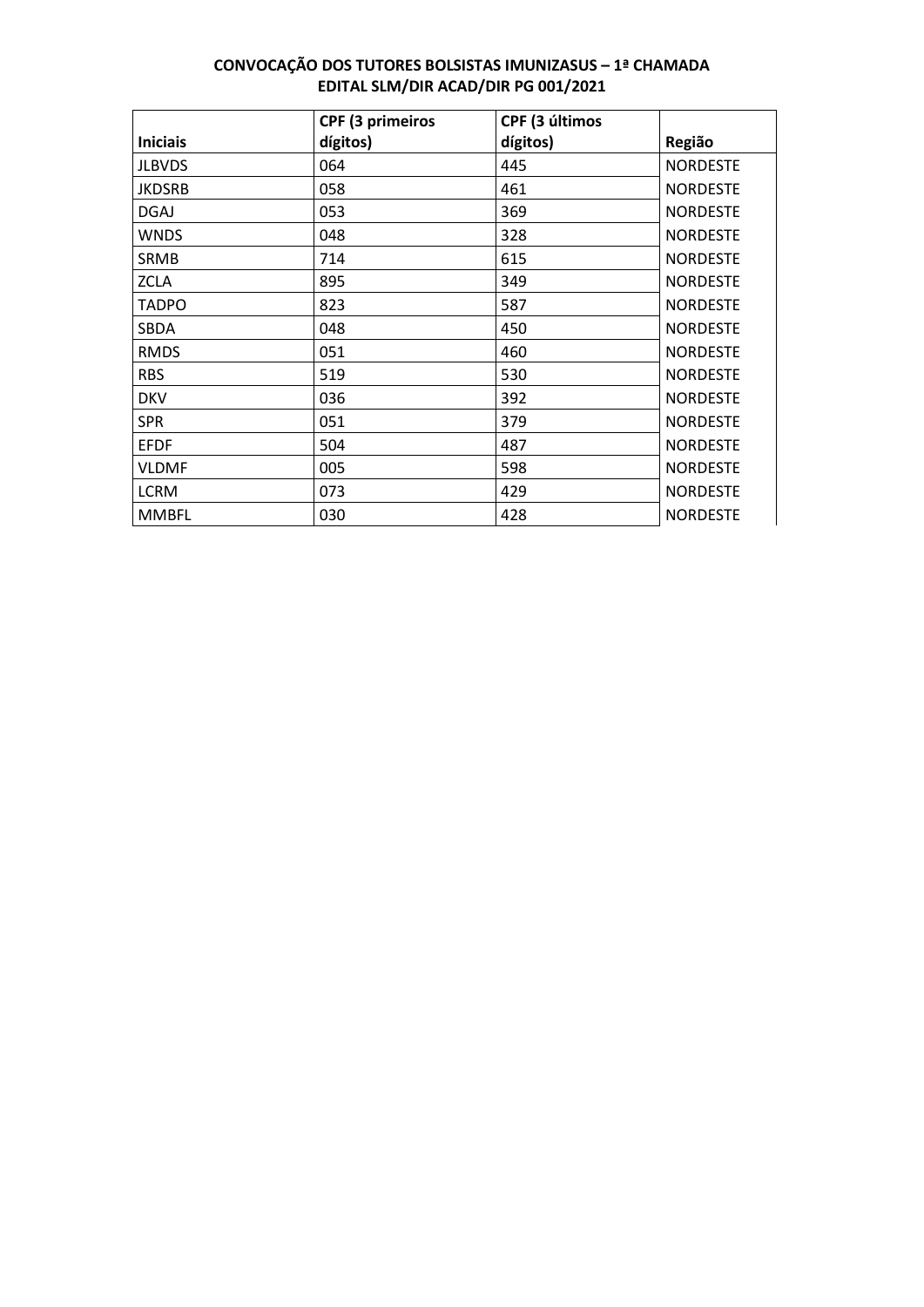**CONVOCAÇÃO DOS TUTORES BOLSISTAS IMUNIZASUS – 1ª CHAMADA**
**EDITAL SLM/DIR ACAD/DIR PG 001/2021**

| Iniciais | CPF (3 primeiros dígitos) | CPF (3 últimos dígitos) | Região |
|---|---|---|---|
| JLBVDS | 064 | 445 | NORDESTE |
| JKDSRB | 058 | 461 | NORDESTE |
| DGAJ | 053 | 369 | NORDESTE |
| WNDS | 048 | 328 | NORDESTE |
| SRMB | 714 | 615 | NORDESTE |
| ZCLA | 895 | 349 | NORDESTE |
| TADPO | 823 | 587 | NORDESTE |
| SBDA | 048 | 450 | NORDESTE |
| RMDS | 051 | 460 | NORDESTE |
| RBS | 519 | 530 | NORDESTE |
| DKV | 036 | 392 | NORDESTE |
| SPR | 051 | 379 | NORDESTE |
| EFDF | 504 | 487 | NORDESTE |
| VLDMF | 005 | 598 | NORDESTE |
| LCRM | 073 | 429 | NORDESTE |
| MMBFL | 030 | 428 | NORDESTE |